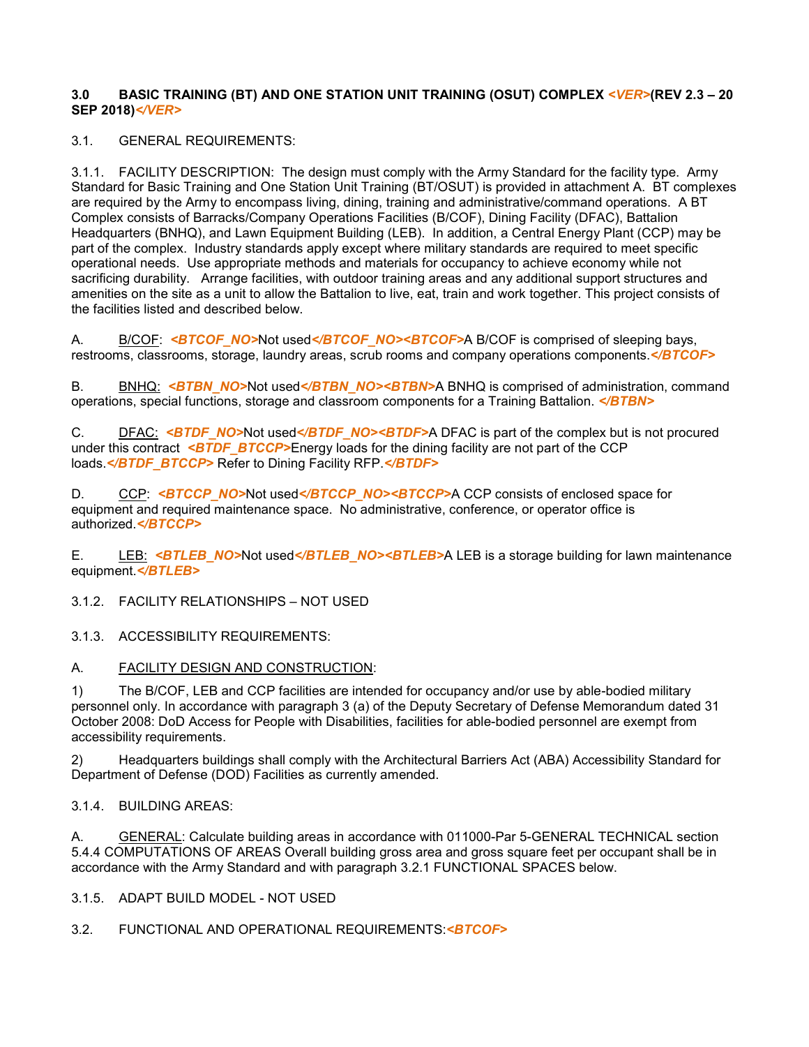# 3.0 BASIC TRAINING (BT) AND ONE STATION UNIT TRAINING (OSUT) COMPLEX *<VER>*(REV 2.3 – 20 SEP 2018)*</VER>*

3.1. GENERAL REQUIREMENTS:

3.1.1. FACILITY DESCRIPTION: The design must comply with the Army Standard for the facility type. Army Standard for Basic Training and One Station Unit Training (BT/OSUT) is provided in attachment A. BT complexes are required by the Army to encompass living, dining, training and administrative/command operations. A BT Complex consists of Barracks/Company Operations Facilities (B/COF), Dining Facility (DFAC), Battalion Headquarters (BNHQ), and Lawn Equipment Building (LEB). In addition, a Central Energy Plant (CCP) may be part of the complex. Industry standards apply except where military standards are required to meet specific operational needs. Use appropriate methods and materials for occupancy to achieve economy while not sacrificing durability. Arrange facilities, with outdoor training areas and any additional support structures and amenities on the site as a unit to allow the Battalion to live, eat, train and work together. This project consists of the facilities listed and described below.

A. B/COF: *<BTCOF_NO>*Not used*</BTCOF_NO><BTCOF>*A B/COF is comprised of sleeping bays, restrooms, classrooms, storage, laundry areas, scrub rooms and company operations components.*</BTCOF>*

B. BNHQ: *<BTBN_NO>*Not used*</BTBN_NO><BTBN>*A BNHQ is comprised of administration, command operations, special functions, storage and classroom components for a Training Battalion. *</BTBN>*

C. DFAC: *<BTDF_NO>*Not used*</BTDF_NO><BTDF>*A DFAC is part of the complex but is not procured under this contract *<BTDF_BTCCP>*Energy loads for the dining facility are not part of the CCP loads.*</BTDF_BTCCP>* Refer to Dining Facility RFP.*</BTDF>*

D. CCP: *<BTCCP_NO>*Not used*</BTCCP_NO><BTCCP>*A CCP consists of enclosed space for equipment and required maintenance space. No administrative, conference, or operator office is authorized.*</BTCCP>*

E. LEB: *<BTLEB_NO>*Not used*</BTLEB_NO><BTLEB>*A LEB is a storage building for lawn maintenance equipment.*</BTLEB>*

3.1.2. FACILITY RELATIONSHIPS – NOT USED

3.1.3. ACCESSIBILITY REQUIREMENTS:

A. FACILITY DESIGN AND CONSTRUCTION:

1) The B/COF, LEB and CCP facilities are intended for occupancy and/or use by able-bodied military personnel only. In accordance with paragraph 3 (a) of the Deputy Secretary of Defense Memorandum dated 31 October 2008: DoD Access for People with Disabilities, facilities for able-bodied personnel are exempt from accessibility requirements.

2) Headquarters buildings shall comply with the Architectural Barriers Act (ABA) Accessibility Standard for Department of Defense (DOD) Facilities as currently amended.

3.1.4. BUILDING AREAS:

A. GENERAL: Calculate building areas in accordance with 011000-Par 5-GENERAL TECHNICAL section 5.4.4 COMPUTATIONS OF AREAS Overall building gross area and gross square feet per occupant shall be in accordance with the Army Standard and with paragraph 3.2.1 FUNCTIONAL SPACES below.

3.1.5. ADAPT BUILD MODEL - NOT USED

3.2. FUNCTIONAL AND OPERATIONAL REQUIREMENTS:*<BTCOF>*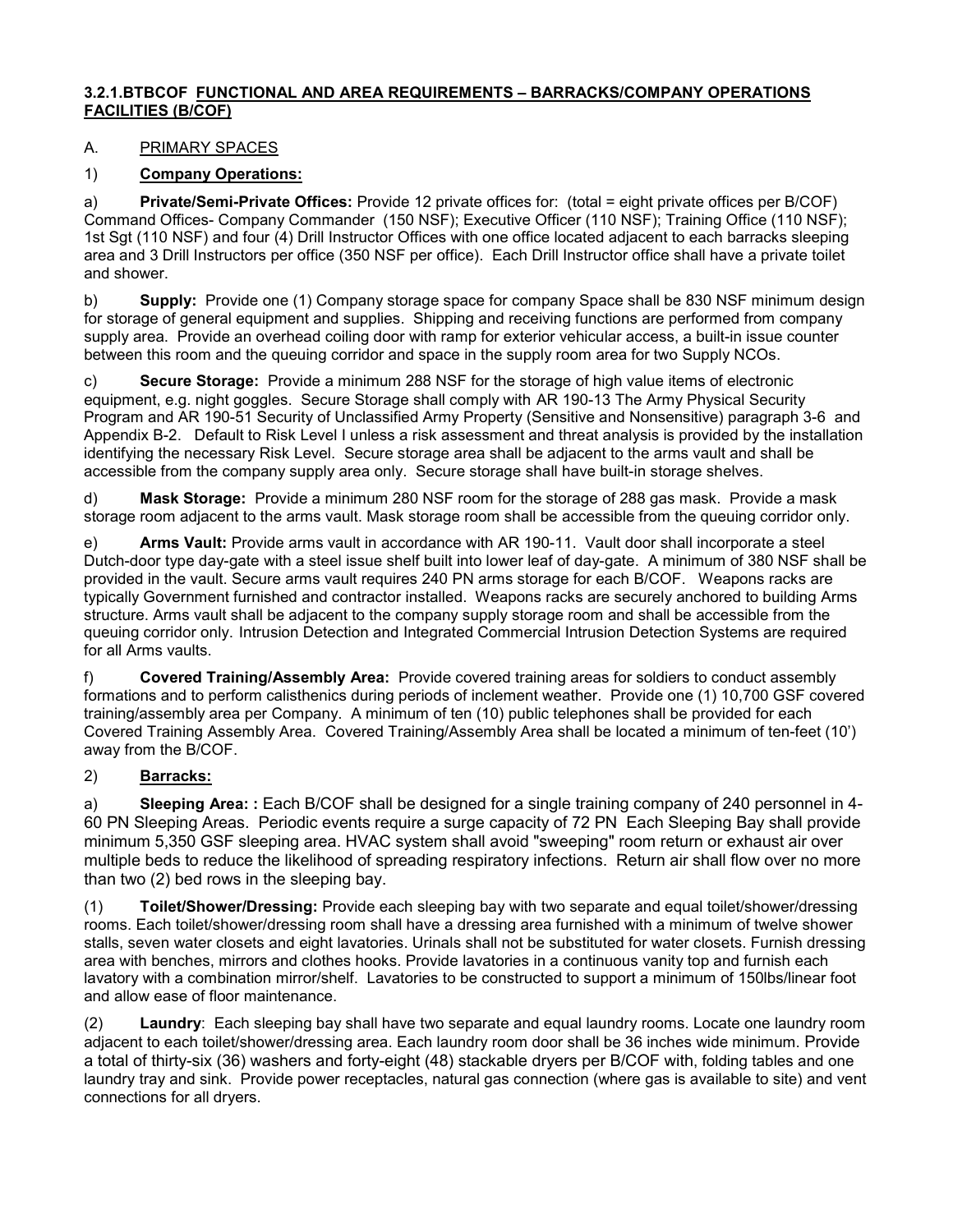**3.2.1.BTBCOF FUNCTIONAL AND AREA REQUIREMENTS – BARRACKS/COMPANY OPERATIONS FACILITIES (B/COF)**

A. PRIMARY SPACES

1) **Company Operations:**

a) **Private/Semi-Private Offices:** Provide 12 private offices for: (total = eight private offices per B/COF) Command Offices- Company Commander (150 NSF); Executive Officer (110 NSF); Training Office (110 NSF); 1st Sgt (110 NSF) and four (4) Drill Instructor Offices with one office located adjacent to each barracks sleeping area and 3 Drill Instructors per office (350 NSF per office). Each Drill Instructor office shall have a private toilet and shower.

b) **Supply:** Provide one (1) Company storage space for company Space shall be 830 NSF minimum design for storage of general equipment and supplies. Shipping and receiving functions are performed from company supply area. Provide an overhead coiling door with ramp for exterior vehicular access, a built-in issue counter between this room and the queuing corridor and space in the supply room area for two Supply NCOs.

c) **Secure Storage:** Provide a minimum 288 NSF for the storage of high value items of electronic equipment, e.g. night goggles. Secure Storage shall comply with AR 190-13 The Army Physical Security Program and AR 190-51 Security of Unclassified Army Property (Sensitive and Nonsensitive) paragraph 3-6 and Appendix B-2. Default to Risk Level I unless a risk assessment and threat analysis is provided by the installation identifying the necessary Risk Level. Secure storage area shall be adjacent to the arms vault and shall be accessible from the company supply area only. Secure storage shall have built-in storage shelves.

d) **Mask Storage:** Provide a minimum 280 NSF room for the storage of 288 gas mask. Provide a mask storage room adjacent to the arms vault. Mask storage room shall be accessible from the queuing corridor only.

e) **Arms Vault:** Provide arms vault in accordance with AR 190-11. Vault door shall incorporate a steel Dutch-door type day-gate with a steel issue shelf built into lower leaf of day-gate. A minimum of 380 NSF shall be provided in the vault. Secure arms vault requires 240 PN arms storage for each B/COF. Weapons racks are typically Government furnished and contractor installed. Weapons racks are securely anchored to building Arms structure. Arms vault shall be adjacent to the company supply storage room and shall be accessible from the queuing corridor only. Intrusion Detection and Integrated Commercial Intrusion Detection Systems are required for all Arms vaults.

f) **Covered Training/Assembly Area:** Provide covered training areas for soldiers to conduct assembly formations and to perform calisthenics during periods of inclement weather. Provide one (1) 10,700 GSF covered training/assembly area per Company. A minimum of ten (10) public telephones shall be provided for each Covered Training Assembly Area. Covered Training/Assembly Area shall be located a minimum of ten-feet (10') away from the B/COF.

2) **Barracks:**

a) **Sleeping Area: :** Each B/COF shall be designed for a single training company of 240 personnel in 4-60 PN Sleeping Areas. Periodic events require a surge capacity of 72 PN Each Sleeping Bay shall provide minimum 5,350 GSF sleeping area. HVAC system shall avoid "sweeping" room return or exhaust air over multiple beds to reduce the likelihood of spreading respiratory infections. Return air shall flow over no more than two (2) bed rows in the sleeping bay.

(1) **Toilet/Shower/Dressing:** Provide each sleeping bay with two separate and equal toilet/shower/dressing rooms. Each toilet/shower/dressing room shall have a dressing area furnished with a minimum of twelve shower stalls, seven water closets and eight lavatories. Urinals shall not be substituted for water closets. Furnish dressing area with benches, mirrors and clothes hooks. Provide lavatories in a continuous vanity top and furnish each lavatory with a combination mirror/shelf. Lavatories to be constructed to support a minimum of 150lbs/linear foot and allow ease of floor maintenance.

(2) **Laundry**: Each sleeping bay shall have two separate and equal laundry rooms. Locate one laundry room adjacent to each toilet/shower/dressing area. Each laundry room door shall be 36 inches wide minimum. Provide a total of thirty-six (36) washers and forty-eight (48) stackable dryers per B/COF with, folding tables and one laundry tray and sink. Provide power receptacles, natural gas connection (where gas is available to site) and vent connections for all dryers.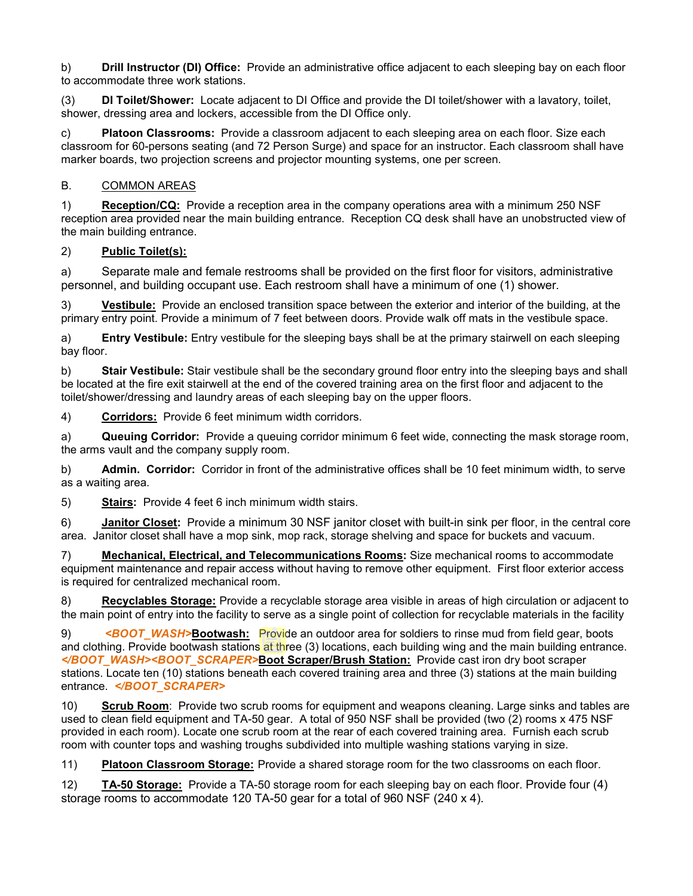b) **Drill Instructor (DI) Office:** Provide an administrative office adjacent to each sleeping bay on each floor to accommodate three work stations.

(3) **DI Toilet/Shower:** Locate adjacent to DI Office and provide the DI toilet/shower with a lavatory, toilet, shower, dressing area and lockers, accessible from the DI Office only.

c) **Platoon Classrooms:** Provide a classroom adjacent to each sleeping area on each floor. Size each classroom for 60-persons seating (and 72 Person Surge) and space for an instructor. Each classroom shall have marker boards, two projection screens and projector mounting systems, one per screen.

B. COMMON AREAS

1) **Reception/CQ:** Provide a reception area in the company operations area with a minimum 250 NSF reception area provided near the main building entrance. Reception CQ desk shall have an unobstructed view of the main building entrance.

2) **Public Toilet(s):**

a) Separate male and female restrooms shall be provided on the first floor for visitors, administrative personnel, and building occupant use. Each restroom shall have a minimum of one (1) shower.

3) **Vestibule:** Provide an enclosed transition space between the exterior and interior of the building, at the primary entry point. Provide a minimum of 7 feet between doors. Provide walk off mats in the vestibule space.

a) **Entry Vestibule:** Entry vestibule for the sleeping bays shall be at the primary stairwell on each sleeping bay floor.

b) **Stair Vestibule:** Stair vestibule shall be the secondary ground floor entry into the sleeping bays and shall be located at the fire exit stairwell at the end of the covered training area on the first floor and adjacent to the toilet/shower/dressing and laundry areas of each sleeping bay on the upper floors.

4) **Corridors:** Provide 6 feet minimum width corridors.

a) **Queuing Corridor:** Provide a queuing corridor minimum 6 feet wide, connecting the mask storage room, the arms vault and the company supply room.

b) **Admin. Corridor:** Corridor in front of the administrative offices shall be 10 feet minimum width, to serve as a waiting area.

5) **Stairs:** Provide 4 feet 6 inch minimum width stairs.

6) **Janitor Closet:** Provide a minimum 30 NSF janitor closet with built-in sink per floor, in the central core area. Janitor closet shall have a mop sink, mop rack, storage shelving and space for buckets and vacuum.

7) **Mechanical, Electrical, and Telecommunications Rooms:** Size mechanical rooms to accommodate equipment maintenance and repair access without having to remove other equipment. First floor exterior access is required for centralized mechanical room.

8) **Recyclables Storage:** Provide a recyclable storage area visible in areas of high circulation or adjacent to the main point of entry into the facility to serve as a single point of collection for recyclable materials in the facility

9) *<BOOT_WASH>***Bootwash:** Provide an outdoor area for soldiers to rinse mud from field gear, boots and clothing. Provide bootwash stations at three (3) locations, each building wing and the main building entrance. *</BOOT_WASH><BOOT_SCRAPER>***Boot Scraper/Brush Station:** Provide cast iron dry boot scraper stations. Locate ten (10) stations beneath each covered training area and three (3) stations at the main building entrance. *</BOOT_SCRAPER>*

10) **Scrub Room**: Provide two scrub rooms for equipment and weapons cleaning. Large sinks and tables are used to clean field equipment and TA-50 gear. A total of 950 NSF shall be provided (two (2) rooms x 475 NSF provided in each room). Locate one scrub room at the rear of each covered training area. Furnish each scrub room with counter tops and washing troughs subdivided into multiple washing stations varying in size.

11) **Platoon Classroom Storage:** Provide a shared storage room for the two classrooms on each floor.

12) **TA-50 Storage:** Provide a TA-50 storage room for each sleeping bay on each floor. Provide four (4) storage rooms to accommodate 120 TA-50 gear for a total of 960 NSF (240 x 4).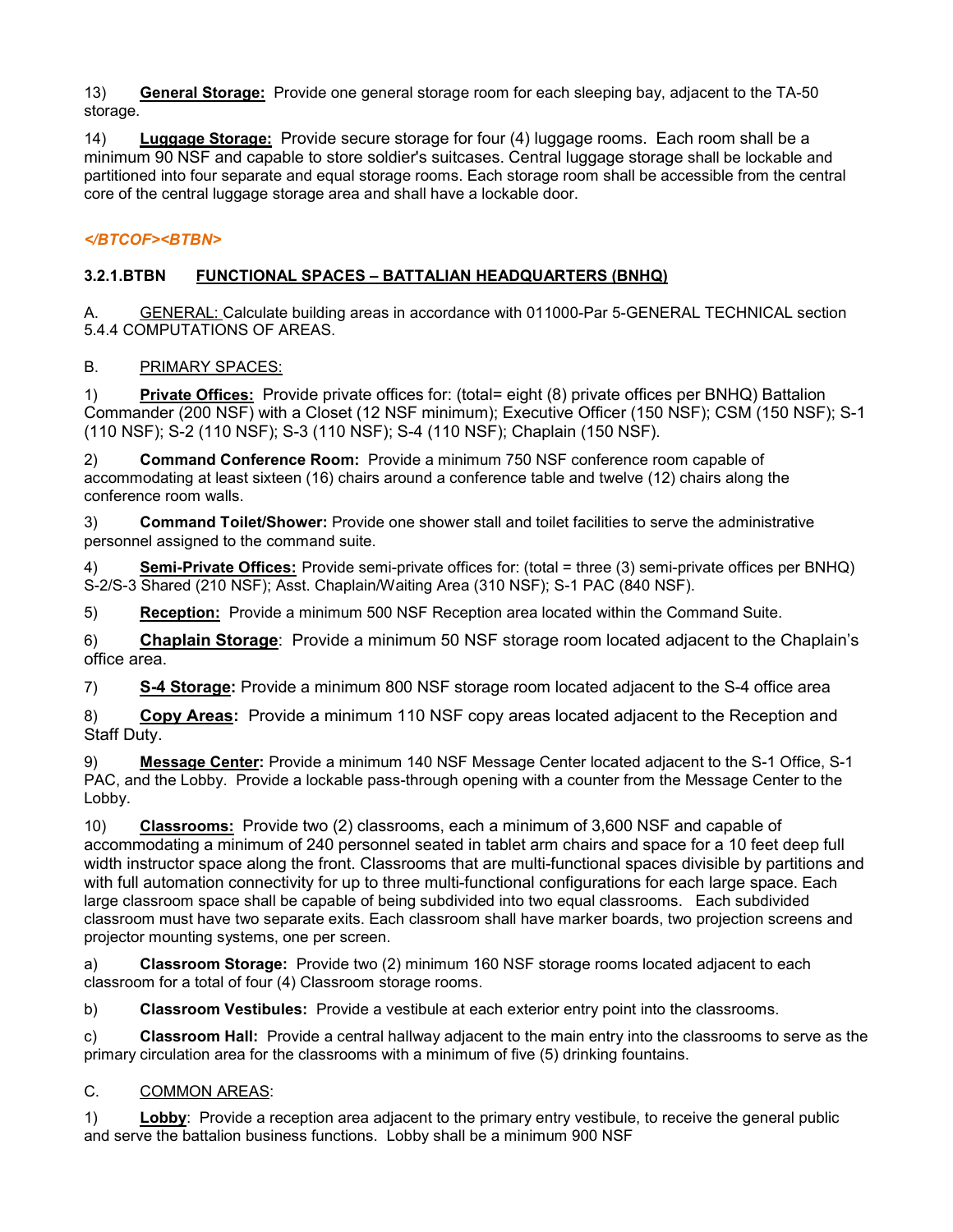13) **General Storage:** Provide one general storage room for each sleeping bay, adjacent to the TA-50 storage.

14) **Luggage Storage:** Provide secure storage for four (4) luggage rooms. Each room shall be a minimum 90 NSF and capable to store soldier's suitcases. Central luggage storage shall be lockable and partitioned into four separate and equal storage rooms. Each storage room shall be accessible from the central core of the central luggage storage area and shall have a lockable door.

***</BTCOF><BTBN>***

**3.2.1.BTBN FUNCTIONAL SPACES – BATTALIAN HEADQUARTERS (BNHQ)**

A. GENERAL: Calculate building areas in accordance with 011000-Par 5-GENERAL TECHNICAL section 5.4.4 COMPUTATIONS OF AREAS.

B. PRIMARY SPACES:

1) **Private Offices:** Provide private offices for: (total= eight (8) private offices per BNHQ) Battalion Commander (200 NSF) with a Closet (12 NSF minimum); Executive Officer (150 NSF); CSM (150 NSF); S-1 (110 NSF); S-2 (110 NSF); S-3 (110 NSF); S-4 (110 NSF); Chaplain (150 NSF).

2) **Command Conference Room:** Provide a minimum 750 NSF conference room capable of accommodating at least sixteen (16) chairs around a conference table and twelve (12) chairs along the conference room walls.

3) **Command Toilet/Shower:** Provide one shower stall and toilet facilities to serve the administrative personnel assigned to the command suite.

4) **Semi-Private Offices:** Provide semi-private offices for: (total = three (3) semi-private offices per BNHQ) S-2/S-3 Shared (210 NSF); Asst. Chaplain/Waiting Area (310 NSF); S-1 PAC (840 NSF).

5) **Reception:** Provide a minimum 500 NSF Reception area located within the Command Suite.

6) **Chaplain Storage**: Provide a minimum 50 NSF storage room located adjacent to the Chaplain's office area.

7) **S-4 Storage:** Provide a minimum 800 NSF storage room located adjacent to the S-4 office area

8) **Copy Areas:** Provide a minimum 110 NSF copy areas located adjacent to the Reception and Staff Duty.

9) **Message Center:** Provide a minimum 140 NSF Message Center located adjacent to the S-1 Office, S-1 PAC, and the Lobby. Provide a lockable pass-through opening with a counter from the Message Center to the Lobby.

10) **Classrooms:** Provide two (2) classrooms, each a minimum of 3,600 NSF and capable of accommodating a minimum of 240 personnel seated in tablet arm chairs and space for a 10 feet deep full width instructor space along the front. Classrooms that are multi-functional spaces divisible by partitions and with full automation connectivity for up to three multi-functional configurations for each large space. Each large classroom space shall be capable of being subdivided into two equal classrooms. Each subdivided classroom must have two separate exits. Each classroom shall have marker boards, two projection screens and projector mounting systems, one per screen.

a) **Classroom Storage:** Provide two (2) minimum 160 NSF storage rooms located adjacent to each classroom for a total of four (4) Classroom storage rooms.

b) **Classroom Vestibules:** Provide a vestibule at each exterior entry point into the classrooms.

c) **Classroom Hall:** Provide a central hallway adjacent to the main entry into the classrooms to serve as the primary circulation area for the classrooms with a minimum of five (5) drinking fountains.

C. COMMON AREAS:

1) **Lobby**: Provide a reception area adjacent to the primary entry vestibule, to receive the general public and serve the battalion business functions. Lobby shall be a minimum 900 NSF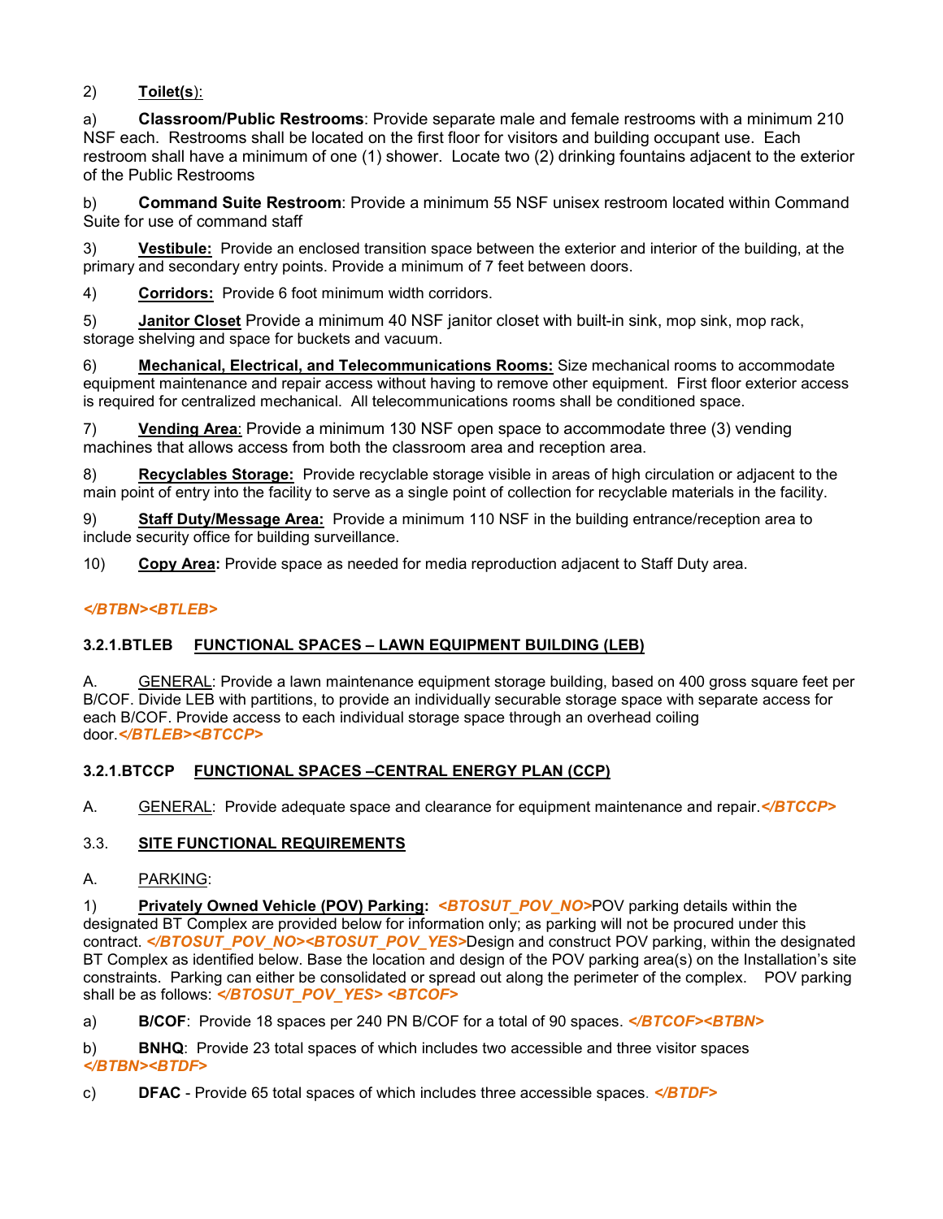2) **Toilet(s)**:

a) **Classroom/Public Restrooms**: Provide separate male and female restrooms with a minimum 210 NSF each. Restrooms shall be located on the first floor for visitors and building occupant use. Each restroom shall have a minimum of one (1) shower. Locate two (2) drinking fountains adjacent to the exterior of the Public Restrooms

b) **Command Suite Restroom**: Provide a minimum 55 NSF unisex restroom located within Command Suite for use of command staff

3) **Vestibule:** Provide an enclosed transition space between the exterior and interior of the building, at the primary and secondary entry points. Provide a minimum of 7 feet between doors.

4) **Corridors:** Provide 6 foot minimum width corridors.

5) **Janitor Closet** Provide a minimum 40 NSF janitor closet with built-in sink, mop sink, mop rack, storage shelving and space for buckets and vacuum.

6) **Mechanical, Electrical, and Telecommunications Rooms:** Size mechanical rooms to accommodate equipment maintenance and repair access without having to remove other equipment. First floor exterior access is required for centralized mechanical. All telecommunications rooms shall be conditioned space.

7) **Vending Area**: Provide a minimum 130 NSF open space to accommodate three (3) vending machines that allows access from both the classroom area and reception area.

8) **Recyclables Storage:** Provide recyclable storage visible in areas of high circulation or adjacent to the main point of entry into the facility to serve as a single point of collection for recyclable materials in the facility.

9) **Staff Duty/Message Area:** Provide a minimum 110 NSF in the building entrance/reception area to include security office for building surveillance.

10) **Copy Area:** Provide space as needed for media reproduction adjacent to Staff Duty area.

***</BTBN><BTLEB>***

### 3.2.1.BTLEB FUNCTIONAL SPACES – LAWN EQUIPMENT BUILDING (LEB)

A. GENERAL: Provide a lawn maintenance equipment storage building, based on 400 gross square feet per B/COF. Divide LEB with partitions, to provide an individually securable storage space with separate access for each B/COF. Provide access to each individual storage space through an overhead coiling door.***</BTLEB><BTCCP>***

### 3.2.1.BTCCP FUNCTIONAL SPACES –CENTRAL ENERGY PLAN (CCP)

A. GENERAL: Provide adequate space and clearance for equipment maintenance and repair.***</BTCCP>***

### 3.3. SITE FUNCTIONAL REQUIREMENTS

A. PARKING:

1) **Privately Owned Vehicle (POV) Parking:** ***<BTOSUT_POV_NO>***POV parking details within the designated BT Complex are provided below for information only; as parking will not be procured under this contract. ***</BTOSUT_POV_NO><BTOSUT_POV_YES>***Design and construct POV parking, within the designated BT Complex as identified below. Base the location and design of the POV parking area(s) on the Installation's site constraints. Parking can either be consolidated or spread out along the perimeter of the complex. POV parking shall be as follows: ***</BTOSUT_POV_YES> <BTCOF>***

a) **B/COF**: Provide 18 spaces per 240 PN B/COF for a total of 90 spaces. ***</BTCOF><BTBN>***

b) **BNHQ**: Provide 23 total spaces of which includes two accessible and three visitor spaces ***</BTBN><BTDF>***

c) **DFAC** - Provide 65 total spaces of which includes three accessible spaces. ***</BTDF>***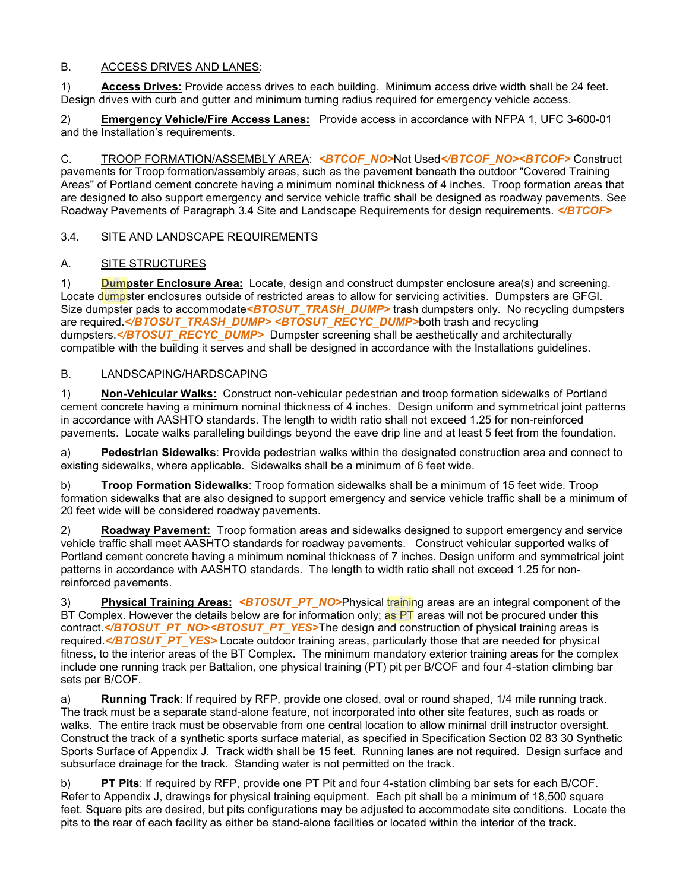B. ACCESS DRIVES AND LANES:

1) **Access Drives:** Provide access drives to each building. Minimum access drive width shall be 24 feet. Design drives with curb and gutter and minimum turning radius required for emergency vehicle access.

2) **Emergency Vehicle/Fire Access Lanes:** Provide access in accordance with NFPA 1, UFC 3-600-01 and the Installation's requirements.

C. TROOP FORMATION/ASSEMBLY AREA: *<BTCOF_NO>*Not Used*</BTCOF_NO><BTCOF>* Construct pavements for Troop formation/assembly areas, such as the pavement beneath the outdoor "Covered Training Areas" of Portland cement concrete having a minimum nominal thickness of 4 inches. Troop formation areas that are designed to also support emergency and service vehicle traffic shall be designed as roadway pavements. See Roadway Pavements of Paragraph 3.4 Site and Landscape Requirements for design requirements. *</BTCOF>*

3.4. SITE AND LANDSCAPE REQUIREMENTS

A. SITE STRUCTURES

1) **Dumpster Enclosure Area:** Locate, design and construct dumpster enclosure area(s) and screening. Locate dumpster enclosures outside of restricted areas to allow for servicing activities. Dumpsters are GFGI. Size dumpster pads to accommodate*<BTOSUT_TRASH_DUMP>* trash dumpsters only. No recycling dumpsters are required.*</BTOSUT_TRASH_DUMP> <BTOSUT_RECYC_DUMP>*both trash and recycling dumpsters.*</BTOSUT_RECYC_DUMP>* Dumpster screening shall be aesthetically and architecturally compatible with the building it serves and shall be designed in accordance with the Installations guidelines.

B. LANDSCAPING/HARDSCAPING

1) **Non-Vehicular Walks:** Construct non-vehicular pedestrian and troop formation sidewalks of Portland cement concrete having a minimum nominal thickness of 4 inches. Design uniform and symmetrical joint patterns in accordance with AASHTO standards. The length to width ratio shall not exceed 1.25 for non-reinforced pavements. Locate walks paralleling buildings beyond the eave drip line and at least 5 feet from the foundation.

a) **Pedestrian Sidewalks**: Provide pedestrian walks within the designated construction area and connect to existing sidewalks, where applicable. Sidewalks shall be a minimum of 6 feet wide.

b) **Troop Formation Sidewalks**: Troop formation sidewalks shall be a minimum of 15 feet wide. Troop formation sidewalks that are also designed to support emergency and service vehicle traffic shall be a minimum of 20 feet wide will be considered roadway pavements.

2) **Roadway Pavement:** Troop formation areas and sidewalks designed to support emergency and service vehicle traffic shall meet AASHTO standards for roadway pavements. Construct vehicular supported walks of Portland cement concrete having a minimum nominal thickness of 7 inches. Design uniform and symmetrical joint patterns in accordance with AASHTO standards. The length to width ratio shall not exceed 1.25 for non-reinforced pavements.

3) **Physical Training Areas:** *<BTOSUT_PT_NO>*Physical training areas are an integral component of the BT Complex. However the details below are for information only; as PT areas will not be procured under this contract.*</BTOSUT_PT_NO><BTOSUT_PT_YES>*The design and construction of physical training areas is required.*</BTOSUT_PT_YES>* Locate outdoor training areas, particularly those that are needed for physical fitness, to the interior areas of the BT Complex. The minimum mandatory exterior training areas for the complex include one running track per Battalion, one physical training (PT) pit per B/COF and four 4-station climbing bar sets per B/COF.

a) **Running Track**: If required by RFP, provide one closed, oval or round shaped, 1/4 mile running track. The track must be a separate stand-alone feature, not incorporated into other site features, such as roads or walks. The entire track must be observable from one central location to allow minimal drill instructor oversight. Construct the track of a synthetic sports surface material, as specified in Specification Section 02 83 30 Synthetic Sports Surface of Appendix J. Track width shall be 15 feet. Running lanes are not required. Design surface and subsurface drainage for the track. Standing water is not permitted on the track.

b) **PT Pits**: If required by RFP, provide one PT Pit and four 4-station climbing bar sets for each B/COF. Refer to Appendix J, drawings for physical training equipment. Each pit shall be a minimum of 18,500 square feet. Square pits are desired, but pits configurations may be adjusted to accommodate site conditions. Locate the pits to the rear of each facility as either be stand-alone facilities or located within the interior of the track.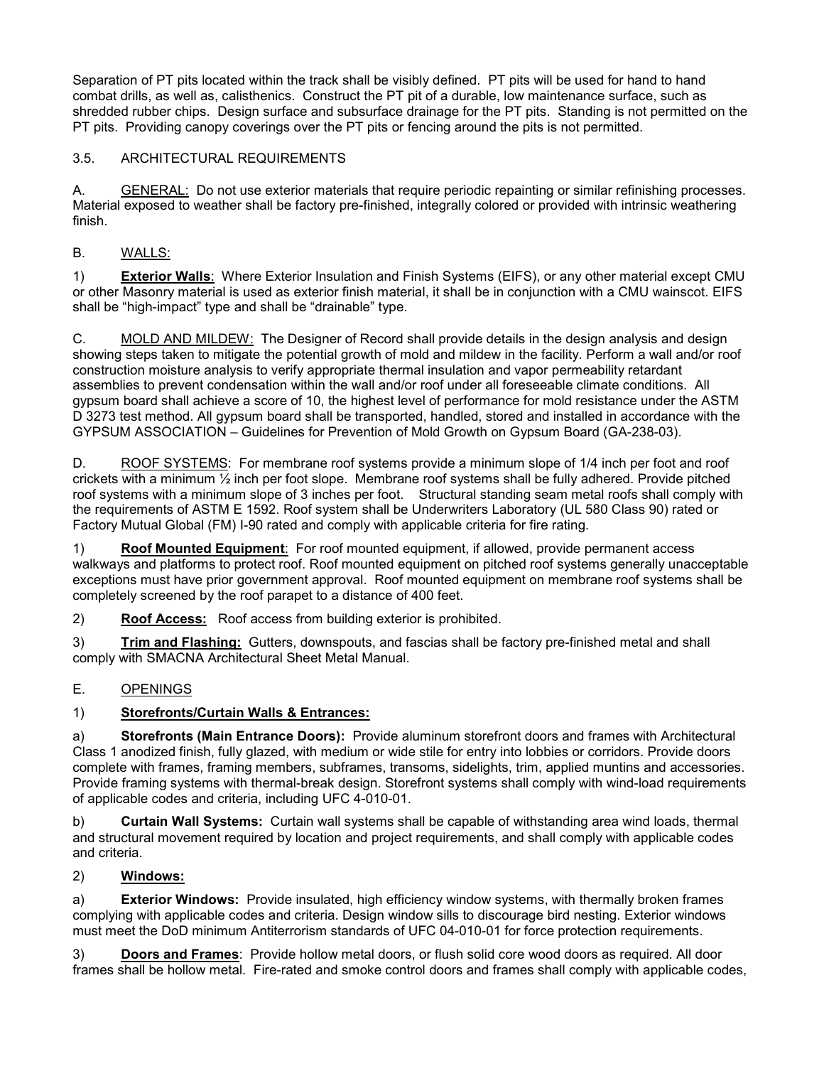Separation of PT pits located within the track shall be visibly defined. PT pits will be used for hand to hand combat drills, as well as, calisthenics. Construct the PT pit of a durable, low maintenance surface, such as shredded rubber chips. Design surface and subsurface drainage for the PT pits. Standing is not permitted on the PT pits. Providing canopy coverings over the PT pits or fencing around the pits is not permitted.

## 3.5. ARCHITECTURAL REQUIREMENTS

A. GENERAL: Do not use exterior materials that require periodic repainting or similar refinishing processes. Material exposed to weather shall be factory pre-finished, integrally colored or provided with intrinsic weathering finish.

B. WALLS:

1) **Exterior Walls**: Where Exterior Insulation and Finish Systems (EIFS), or any other material except CMU or other Masonry material is used as exterior finish material, it shall be in conjunction with a CMU wainscot. EIFS shall be "high-impact" type and shall be "drainable" type.

C. MOLD AND MILDEW: The Designer of Record shall provide details in the design analysis and design showing steps taken to mitigate the potential growth of mold and mildew in the facility. Perform a wall and/or roof construction moisture analysis to verify appropriate thermal insulation and vapor permeability retardant assemblies to prevent condensation within the wall and/or roof under all foreseeable climate conditions. All gypsum board shall achieve a score of 10, the highest level of performance for mold resistance under the ASTM D 3273 test method. All gypsum board shall be transported, handled, stored and installed in accordance with the GYPSUM ASSOCIATION – Guidelines for Prevention of Mold Growth on Gypsum Board (GA-238-03).

D. ROOF SYSTEMS: For membrane roof systems provide a minimum slope of 1/4 inch per foot and roof crickets with a minimum ½ inch per foot slope. Membrane roof systems shall be fully adhered. Provide pitched roof systems with a minimum slope of 3 inches per foot. Structural standing seam metal roofs shall comply with the requirements of ASTM E 1592. Roof system shall be Underwriters Laboratory (UL 580 Class 90) rated or Factory Mutual Global (FM) I-90 rated and comply with applicable criteria for fire rating.

1) **Roof Mounted Equipment**: For roof mounted equipment, if allowed, provide permanent access walkways and platforms to protect roof. Roof mounted equipment on pitched roof systems generally unacceptable exceptions must have prior government approval. Roof mounted equipment on membrane roof systems shall be completely screened by the roof parapet to a distance of 400 feet.

2) **Roof Access:** Roof access from building exterior is prohibited.

3) **Trim and Flashing:** Gutters, downspouts, and fascias shall be factory pre-finished metal and shall comply with SMACNA Architectural Sheet Metal Manual.

E. OPENINGS

1) **Storefronts/Curtain Walls & Entrances:**

a) **Storefronts (Main Entrance Doors):** Provide aluminum storefront doors and frames with Architectural Class 1 anodized finish, fully glazed, with medium or wide stile for entry into lobbies or corridors. Provide doors complete with frames, framing members, subframes, transoms, sidelights, trim, applied muntins and accessories. Provide framing systems with thermal-break design. Storefront systems shall comply with wind-load requirements of applicable codes and criteria, including UFC 4-010-01.

b) **Curtain Wall Systems:** Curtain wall systems shall be capable of withstanding area wind loads, thermal and structural movement required by location and project requirements, and shall comply with applicable codes and criteria.

2) **Windows:**

a) **Exterior Windows:** Provide insulated, high efficiency window systems, with thermally broken frames complying with applicable codes and criteria. Design window sills to discourage bird nesting. Exterior windows must meet the DoD minimum Antiterrorism standards of UFC 04-010-01 for force protection requirements.

3) **Doors and Frames**: Provide hollow metal doors, or flush solid core wood doors as required. All door frames shall be hollow metal. Fire-rated and smoke control doors and frames shall comply with applicable codes,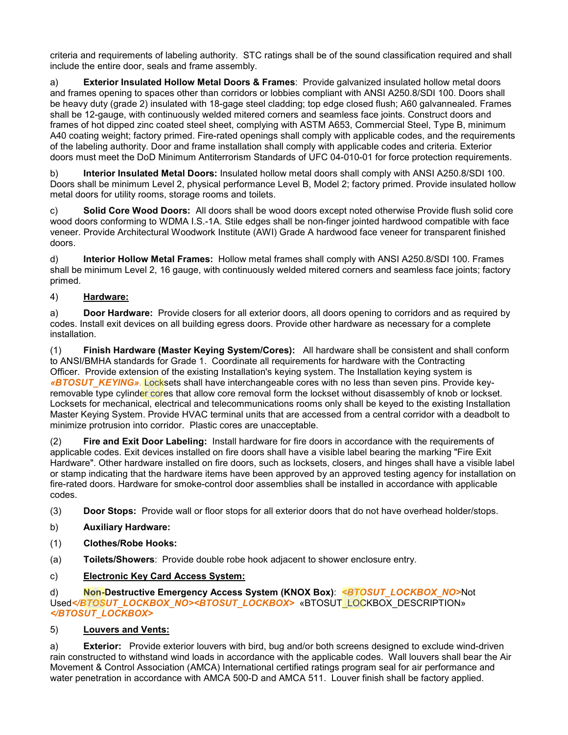criteria and requirements of labeling authority. STC ratings shall be of the sound classification required and shall include the entire door, seals and frame assembly.

a) **Exterior Insulated Hollow Metal Doors & Frames**: Provide galvanized insulated hollow metal doors and frames opening to spaces other than corridors or lobbies compliant with ANSI A250.8/SDI 100. Doors shall be heavy duty (grade 2) insulated with 18-gage steel cladding; top edge closed flush; A60 galvannealed. Frames shall be 12-gauge, with continuously welded mitered corners and seamless face joints. Construct doors and frames of hot dipped zinc coated steel sheet, complying with ASTM A653, Commercial Steel, Type B, minimum A40 coating weight; factory primed. Fire-rated openings shall comply with applicable codes, and the requirements of the labeling authority. Door and frame installation shall comply with applicable codes and criteria. Exterior doors must meet the DoD Minimum Antiterrorism Standards of UFC 04-010-01 for force protection requirements.

b) **Interior Insulated Metal Doors:** Insulated hollow metal doors shall comply with ANSI A250.8/SDI 100. Doors shall be minimum Level 2, physical performance Level B, Model 2; factory primed. Provide insulated hollow metal doors for utility rooms, storage rooms and toilets.

c) **Solid Core Wood Doors:** All doors shall be wood doors except noted otherwise Provide flush solid core wood doors conforming to WDMA I.S.-1A. Stile edges shall be non-finger jointed hardwood compatible with face veneer. Provide Architectural Woodwork Institute (AWI) Grade A hardwood face veneer for transparent finished doors.

d) **Interior Hollow Metal Frames:** Hollow metal frames shall comply with ANSI A250.8/SDI 100. Frames shall be minimum Level 2, 16 gauge, with continuously welded mitered corners and seamless face joints; factory primed.

4) **Hardware:**

a) **Door Hardware:** Provide closers for all exterior doors, all doors opening to corridors and as required by codes. Install exit devices on all building egress doors. Provide other hardware as necessary for a complete installation.

(1) **Finish Hardware (Master Keying System/Cores):** All hardware shall be consistent and shall conform to ANSI/BMHA standards for Grade 1. Coordinate all requirements for hardware with the Contracting Officer. Provide extension of the existing Installation's keying system. The Installation keying system is ***«BTOSUT_KEYING»***. Locksets shall have interchangeable cores with no less than seven pins. Provide key-removable type cylinder cores that allow core removal form the lockset without disassembly of knob or lockset. Locksets for mechanical, electrical and telecommunications rooms only shall be keyed to the existing Installation Master Keying System. Provide HVAC terminal units that are accessed from a central corridor with a deadbolt to minimize protrusion into corridor. Plastic cores are unacceptable.

(2) **Fire and Exit Door Labeling:** Install hardware for fire doors in accordance with the requirements of applicable codes. Exit devices installed on fire doors shall have a visible label bearing the marking "Fire Exit Hardware". Other hardware installed on fire doors, such as locksets, closers, and hinges shall have a visible label or stamp indicating that the hardware items have been approved by an approved testing agency for installation on fire-rated doors. Hardware for smoke-control door assemblies shall be installed in accordance with applicable codes.

(3) **Door Stops:** Provide wall or floor stops for all exterior doors that do not have overhead holder/stops.

b) **Auxiliary Hardware:**

(1) **Clothes/Robe Hooks:**

(a) **Toilets/Showers**: Provide double robe hook adjacent to shower enclosure entry.

c) **Electronic Key Card Access System:**

d) **Non-Destructive Emergency Access System (KNOX Box)**: ***<BTOSUT_LOCKBOX_NO>***Not Used***</BTOSUT_LOCKBOX_NO><BTOSUT_LOCKBOX>*** «BTOSUT_LOCKBOX_DESCRIPTION» ***</BTOSUT_LOCKBOX>***

5) **Louvers and Vents:**

a) **Exterior:** Provide exterior louvers with bird, bug and/or both screens designed to exclude wind-driven rain constructed to withstand wind loads in accordance with the applicable codes. Wall louvers shall bear the Air Movement & Control Association (AMCA) International certified ratings program seal for air performance and water penetration in accordance with AMCA 500-D and AMCA 511. Louver finish shall be factory applied.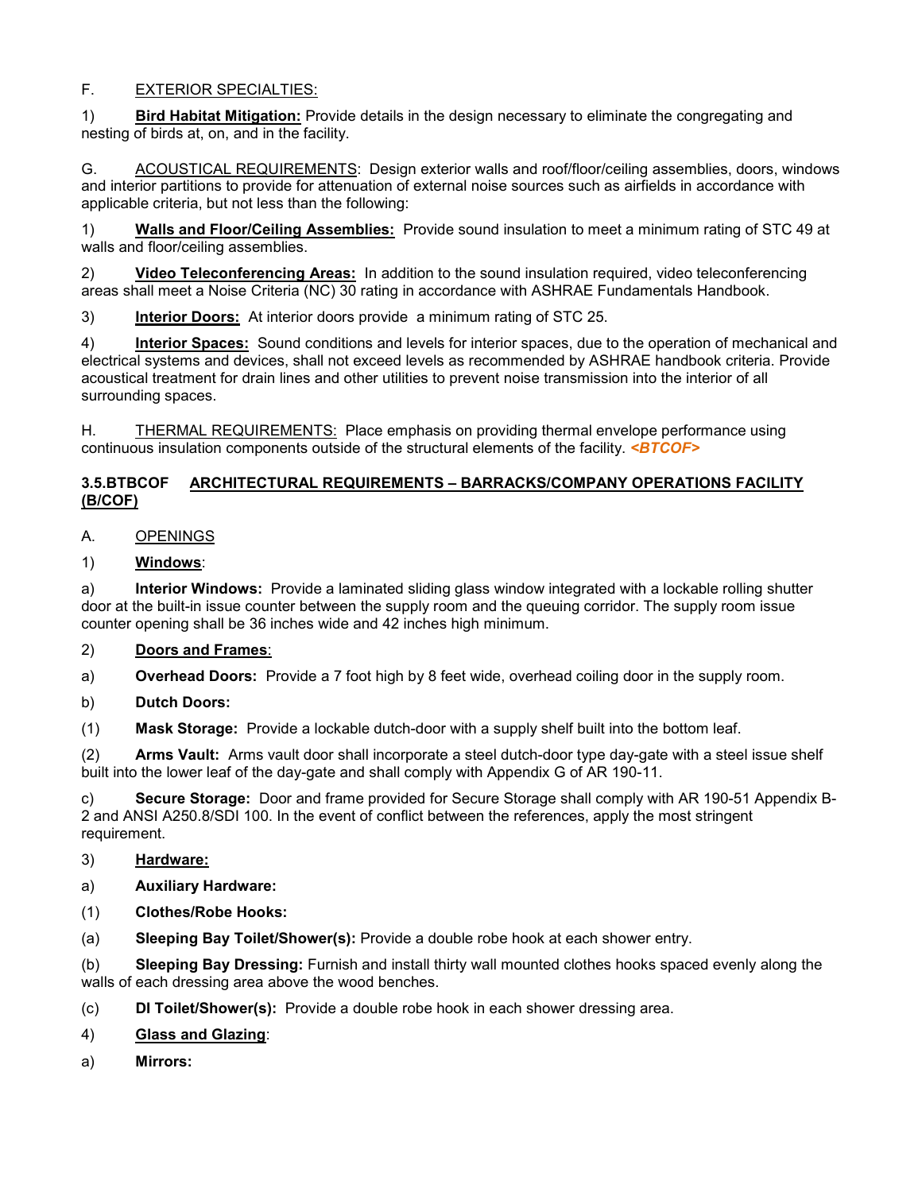F. EXTERIOR SPECIALTIES:

1) **Bird Habitat Mitigation:** Provide details in the design necessary to eliminate the congregating and nesting of birds at, on, and in the facility.

G. ACOUSTICAL REQUIREMENTS: Design exterior walls and roof/floor/ceiling assemblies, doors, windows and interior partitions to provide for attenuation of external noise sources such as airfields in accordance with applicable criteria, but not less than the following:

1) **Walls and Floor/Ceiling Assemblies:** Provide sound insulation to meet a minimum rating of STC 49 at walls and floor/ceiling assemblies.

2) **Video Teleconferencing Areas:** In addition to the sound insulation required, video teleconferencing areas shall meet a Noise Criteria (NC) 30 rating in accordance with ASHRAE Fundamentals Handbook.

3) **Interior Doors:** At interior doors provide a minimum rating of STC 25.

4) **Interior Spaces:** Sound conditions and levels for interior spaces, due to the operation of mechanical and electrical systems and devices, shall not exceed levels as recommended by ASHRAE handbook criteria. Provide acoustical treatment for drain lines and other utilities to prevent noise transmission into the interior of all surrounding spaces.

H. THERMAL REQUIREMENTS: Place emphasis on providing thermal envelope performance using continuous insulation components outside of the structural elements of the facility. ***<BTCOF>***

### 3.5.BTBCOF ARCHITECTURAL REQUIREMENTS – BARRACKS/COMPANY OPERATIONS FACILITY (B/COF)

A. OPENINGS

1) **Windows**:

a) **Interior Windows:** Provide a laminated sliding glass window integrated with a lockable rolling shutter door at the built-in issue counter between the supply room and the queuing corridor. The supply room issue counter opening shall be 36 inches wide and 42 inches high minimum.

2) **Doors and Frames**:

a) **Overhead Doors:** Provide a 7 foot high by 8 feet wide, overhead coiling door in the supply room.

b) **Dutch Doors:**

(1) **Mask Storage:** Provide a lockable dutch-door with a supply shelf built into the bottom leaf.

(2) **Arms Vault:** Arms vault door shall incorporate a steel dutch-door type day-gate with a steel issue shelf built into the lower leaf of the day-gate and shall comply with Appendix G of AR 190-11.

c) **Secure Storage:** Door and frame provided for Secure Storage shall comply with AR 190-51 Appendix B-2 and ANSI A250.8/SDI 100. In the event of conflict between the references, apply the most stringent requirement.

3) **Hardware:**

a) **Auxiliary Hardware:**

(1) **Clothes/Robe Hooks:**

(a) **Sleeping Bay Toilet/Shower(s):** Provide a double robe hook at each shower entry.

(b) **Sleeping Bay Dressing:** Furnish and install thirty wall mounted clothes hooks spaced evenly along the walls of each dressing area above the wood benches.

(c) **DI Toilet/Shower(s):** Provide a double robe hook in each shower dressing area.

4) **Glass and Glazing**:

a) **Mirrors:**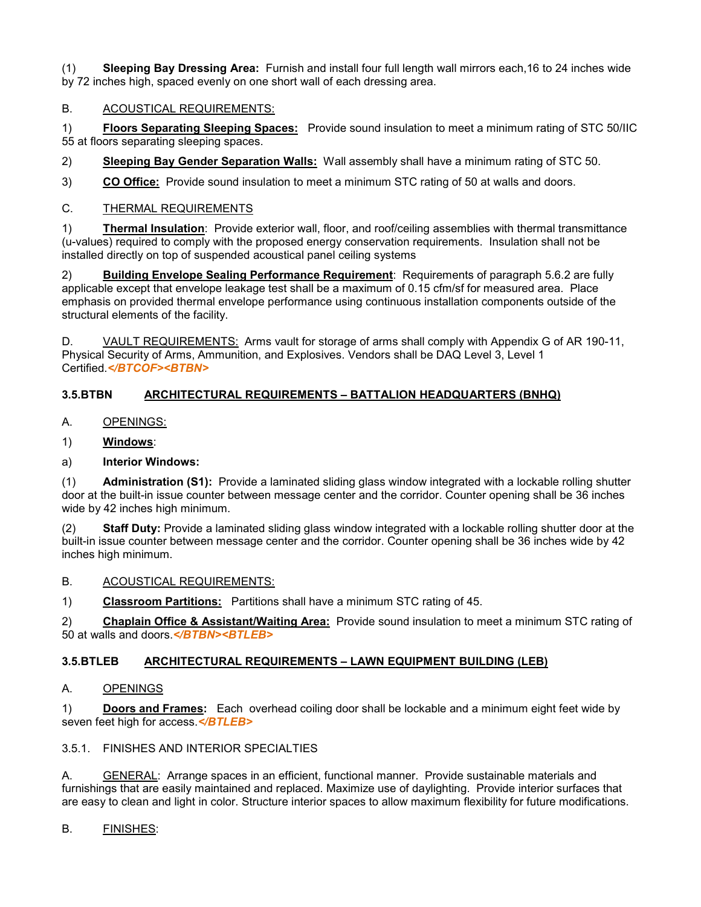(1) **Sleeping Bay Dressing Area:** Furnish and install four full length wall mirrors each,16 to 24 inches wide by 72 inches high, spaced evenly on one short wall of each dressing area.

B. ACOUSTICAL REQUIREMENTS:

1) **Floors Separating Sleeping Spaces:** Provide sound insulation to meet a minimum rating of STC 50/IIC 55 at floors separating sleeping spaces.

2) **Sleeping Bay Gender Separation Walls:** Wall assembly shall have a minimum rating of STC 50.

3) **CO Office:** Provide sound insulation to meet a minimum STC rating of 50 at walls and doors.

C. THERMAL REQUIREMENTS

1) **Thermal Insulation**: Provide exterior wall, floor, and roof/ceiling assemblies with thermal transmittance (u-values) required to comply with the proposed energy conservation requirements. Insulation shall not be installed directly on top of suspended acoustical panel ceiling systems

2) **Building Envelope Sealing Performance Requirement**: Requirements of paragraph 5.6.2 are fully applicable except that envelope leakage test shall be a maximum of 0.15 cfm/sf for measured area. Place emphasis on provided thermal envelope performance using continuous installation components outside of the structural elements of the facility.

D. VAULT REQUIREMENTS: Arms vault for storage of arms shall comply with Appendix G of AR 190-11, Physical Security of Arms, Ammunition, and Explosives. Vendors shall be DAQ Level 3, Level 1 Certified.*</BTCOF><BTBN>*

### 3.5.BTBN ARCHITECTURAL REQUIREMENTS – BATTALION HEADQUARTERS (BNHQ)

A. OPENINGS:

1) **Windows**:

a) **Interior Windows:**

(1) **Administration (S1):** Provide a laminated sliding glass window integrated with a lockable rolling shutter door at the built-in issue counter between message center and the corridor. Counter opening shall be 36 inches wide by 42 inches high minimum.

(2) **Staff Duty:** Provide a laminated sliding glass window integrated with a lockable rolling shutter door at the built-in issue counter between message center and the corridor. Counter opening shall be 36 inches wide by 42 inches high minimum.

B. ACOUSTICAL REQUIREMENTS:

1) **Classroom Partitions:** Partitions shall have a minimum STC rating of 45.

2) **Chaplain Office & Assistant/Waiting Area:** Provide sound insulation to meet a minimum STC rating of 50 at walls and doors.*</BTBN><BTLEB>*

### 3.5.BTLEB ARCHITECTURAL REQUIREMENTS – LAWN EQUIPMENT BUILDING (LEB)

A. OPENINGS

1) **Doors and Frames:** Each overhead coiling door shall be lockable and a minimum eight feet wide by seven feet high for access.*</BTLEB>*

### 3.5.1. FINISHES AND INTERIOR SPECIALTIES

A. GENERAL: Arrange spaces in an efficient, functional manner. Provide sustainable materials and furnishings that are easily maintained and replaced. Maximize use of daylighting. Provide interior surfaces that are easy to clean and light in color. Structure interior spaces to allow maximum flexibility for future modifications.

B. FINISHES: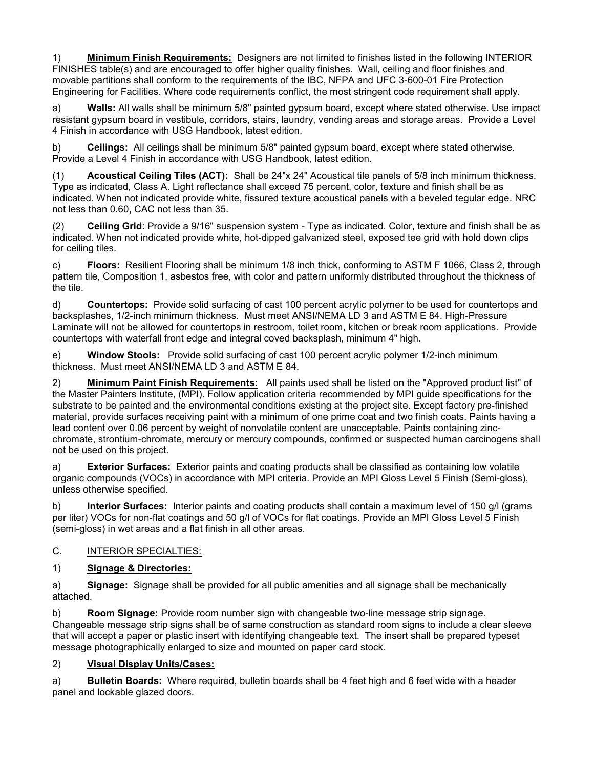1) **Minimum Finish Requirements:** Designers are not limited to finishes listed in the following INTERIOR FINISHES table(s) and are encouraged to offer higher quality finishes. Wall, ceiling and floor finishes and movable partitions shall conform to the requirements of the IBC, NFPA and UFC 3-600-01 Fire Protection Engineering for Facilities. Where code requirements conflict, the most stringent code requirement shall apply.

a) **Walls:** All walls shall be minimum 5/8" painted gypsum board, except where stated otherwise. Use impact resistant gypsum board in vestibule, corridors, stairs, laundry, vending areas and storage areas. Provide a Level 4 Finish in accordance with USG Handbook, latest edition.

b) **Ceilings:** All ceilings shall be minimum 5/8" painted gypsum board, except where stated otherwise. Provide a Level 4 Finish in accordance with USG Handbook, latest edition.

(1) **Acoustical Ceiling Tiles (ACT):** Shall be 24"x 24" Acoustical tile panels of 5/8 inch minimum thickness. Type as indicated, Class A. Light reflectance shall exceed 75 percent, color, texture and finish shall be as indicated. When not indicated provide white, fissured texture acoustical panels with a beveled tegular edge. NRC not less than 0.60, CAC not less than 35.

(2) **Ceiling Grid**: Provide a 9/16" suspension system - Type as indicated. Color, texture and finish shall be as indicated. When not indicated provide white, hot-dipped galvanized steel, exposed tee grid with hold down clips for ceiling tiles.

c) **Floors:** Resilient Flooring shall be minimum 1/8 inch thick, conforming to ASTM F 1066, Class 2, through pattern tile, Composition 1, asbestos free, with color and pattern uniformly distributed throughout the thickness of the tile.

d) **Countertops:** Provide solid surfacing of cast 100 percent acrylic polymer to be used for countertops and backsplashes, 1/2-inch minimum thickness. Must meet ANSI/NEMA LD 3 and ASTM E 84. High-Pressure Laminate will not be allowed for countertops in restroom, toilet room, kitchen or break room applications. Provide countertops with waterfall front edge and integral coved backsplash, minimum 4" high.

e) **Window Stools:** Provide solid surfacing of cast 100 percent acrylic polymer 1/2-inch minimum thickness. Must meet ANSI/NEMA LD 3 and ASTM E 84.

2) **Minimum Paint Finish Requirements:** All paints used shall be listed on the "Approved product list" of the Master Painters Institute, (MPI). Follow application criteria recommended by MPI guide specifications for the substrate to be painted and the environmental conditions existing at the project site. Except factory pre-finished material, provide surfaces receiving paint with a minimum of one prime coat and two finish coats. Paints having a lead content over 0.06 percent by weight of nonvolatile content are unacceptable. Paints containing zinc-chromate, strontium-chromate, mercury or mercury compounds, confirmed or suspected human carcinogens shall not be used on this project.

a) **Exterior Surfaces:** Exterior paints and coating products shall be classified as containing low volatile organic compounds (VOCs) in accordance with MPI criteria. Provide an MPI Gloss Level 5 Finish (Semi-gloss), unless otherwise specified.

b) **Interior Surfaces:** Interior paints and coating products shall contain a maximum level of 150 g/l (grams per liter) VOCs for non-flat coatings and 50 g/l of VOCs for flat coatings. Provide an MPI Gloss Level 5 Finish (semi-gloss) in wet areas and a flat finish in all other areas.

C. INTERIOR SPECIALTIES:

1) **Signage & Directories:**

a) **Signage:** Signage shall be provided for all public amenities and all signage shall be mechanically attached.

b) **Room Signage:** Provide room number sign with changeable two-line message strip signage. Changeable message strip signs shall be of same construction as standard room signs to include a clear sleeve that will accept a paper or plastic insert with identifying changeable text. The insert shall be prepared typeset message photographically enlarged to size and mounted on paper card stock.

2) **Visual Display Units/Cases:**

a) **Bulletin Boards:** Where required, bulletin boards shall be 4 feet high and 6 feet wide with a header panel and lockable glazed doors.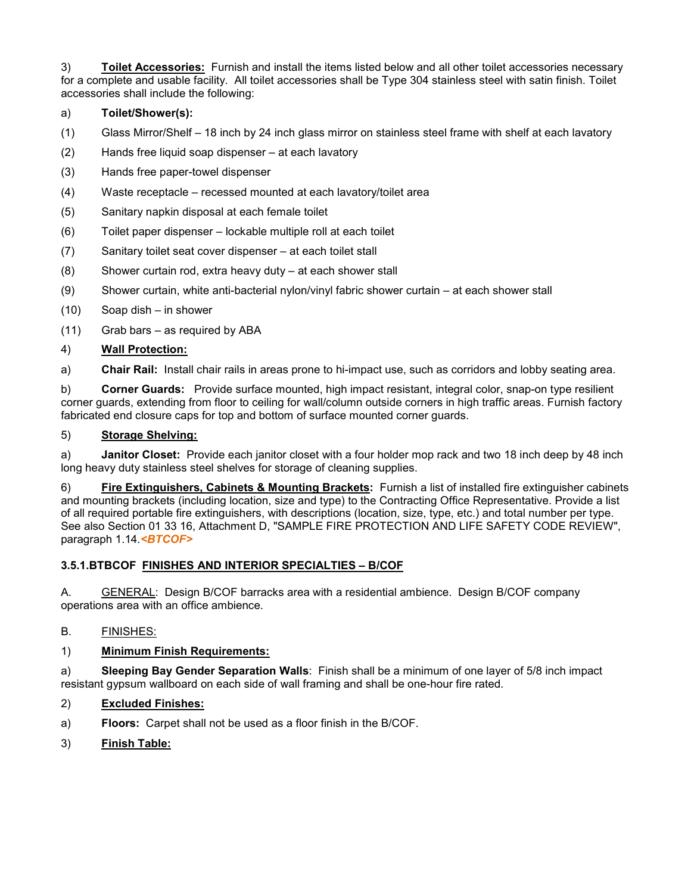3) **Toilet Accessories:** Furnish and install the items listed below and all other toilet accessories necessary for a complete and usable facility. All toilet accessories shall be Type 304 stainless steel with satin finish. Toilet accessories shall include the following:

a) **Toilet/Shower(s):**

(1) Glass Mirror/Shelf – 18 inch by 24 inch glass mirror on stainless steel frame with shelf at each lavatory

(2) Hands free liquid soap dispenser – at each lavatory

(3) Hands free paper-towel dispenser

(4) Waste receptacle – recessed mounted at each lavatory/toilet area

(5) Sanitary napkin disposal at each female toilet

(6) Toilet paper dispenser – lockable multiple roll at each toilet

(7) Sanitary toilet seat cover dispenser – at each toilet stall

(8) Shower curtain rod, extra heavy duty – at each shower stall

(9) Shower curtain, white anti-bacterial nylon/vinyl fabric shower curtain – at each shower stall

(10) Soap dish – in shower

(11) Grab bars – as required by ABA

4) **Wall Protection:**

a) **Chair Rail:** Install chair rails in areas prone to hi-impact use, such as corridors and lobby seating area.

b) **Corner Guards:** Provide surface mounted, high impact resistant, integral color, snap-on type resilient corner guards, extending from floor to ceiling for wall/column outside corners in high traffic areas. Furnish factory fabricated end closure caps for top and bottom of surface mounted corner guards.

5) **Storage Shelving:**

a) **Janitor Closet:** Provide each janitor closet with a four holder mop rack and two 18 inch deep by 48 inch long heavy duty stainless steel shelves for storage of cleaning supplies.

6) **Fire Extinguishers, Cabinets & Mounting Brackets:** Furnish a list of installed fire extinguisher cabinets and mounting brackets (including location, size and type) to the Contracting Office Representative. Provide a list of all required portable fire extinguishers, with descriptions (location, size, type, etc.) and total number per type. See also Section 01 33 16, Attachment D, "SAMPLE FIRE PROTECTION AND LIFE SAFETY CODE REVIEW", paragraph 1.14.***<BTCOF>***

### 3.5.1.BTBCOF FINISHES AND INTERIOR SPECIALTIES – B/COF

A. GENERAL: Design B/COF barracks area with a residential ambience. Design B/COF company operations area with an office ambience.

B. FINISHES:

1) **Minimum Finish Requirements:**

a) **Sleeping Bay Gender Separation Walls**: Finish shall be a minimum of one layer of 5/8 inch impact resistant gypsum wallboard on each side of wall framing and shall be one-hour fire rated.

2) **Excluded Finishes:**

a) **Floors:** Carpet shall not be used as a floor finish in the B/COF.

3) **Finish Table:**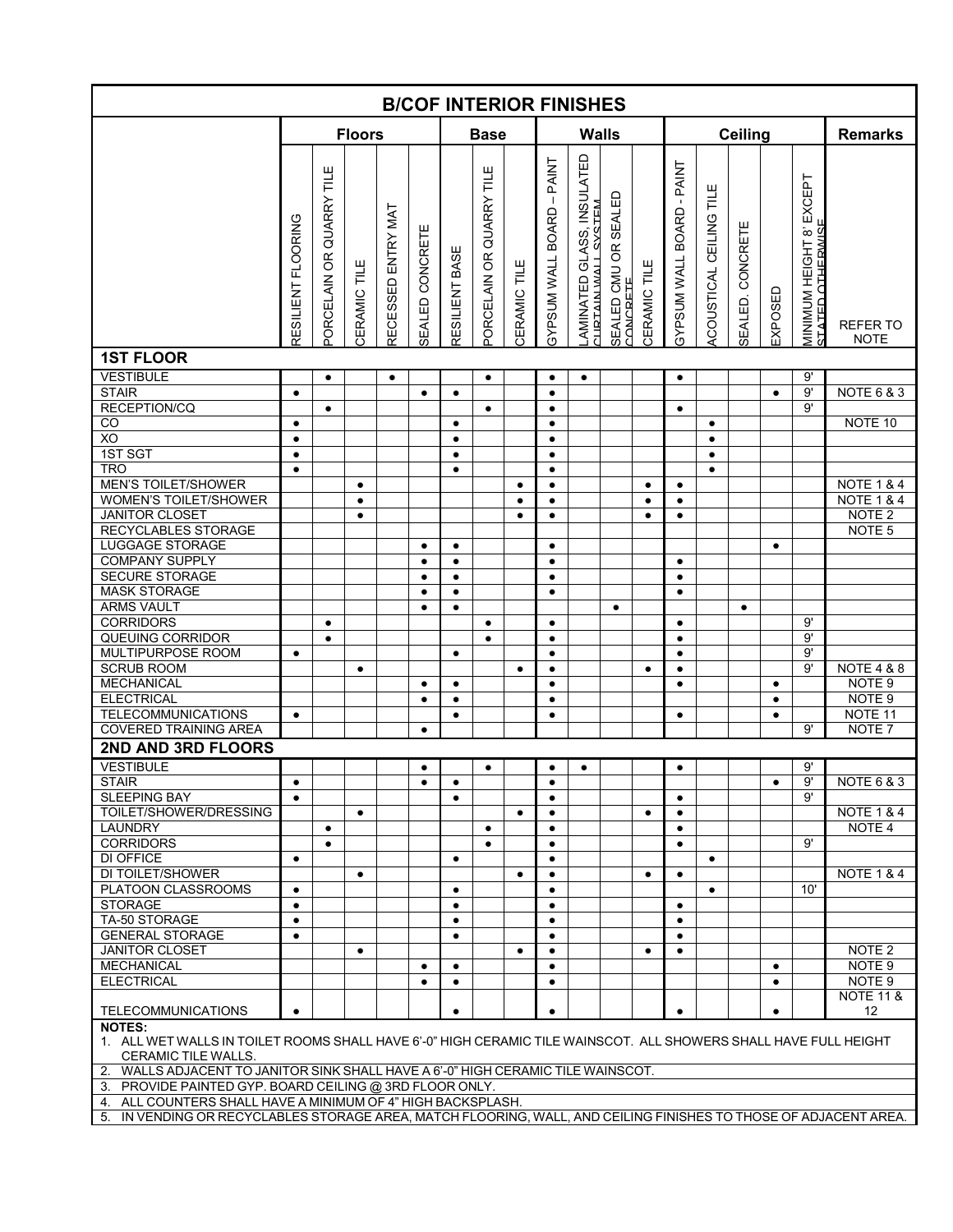# B/COF INTERIOR FINISHES

| | Floors | | | | | Base | | | Walls | | | | Ceiling | | | | | Remarks |
|---|---|---|---|---|---|---|---|---|---|---|---|---|---|---|---|---|---|---|
| | RESILIENT FLOORING | PORCELAIN OR QUARRY TILE | CERAMIC TILE | RECESSED ENTRY MAT | SEALED CONCRETE | RESILIENT BASE | PORCELAIN OR QUARRY TILE | CERAMIC TILE | GYPSUM WALL BOARD – PAINT | LAMINATED GLASS, INSULATED CURTAIN WALL SYSTEM | SEALED CMU OR SEALED CONCRETE | CERAMIC TILE | GYPSUM WALL BOARD - PAINT | ACOUSTICAL CEILING TILE | SEALED. CONCRETE | EXPOSED | MINIMUM HEIGHT 8' EXCEPT STATED OTHERWISE | REFER TO NOTE |
| **1ST FLOOR** | | | | | | | | | | | | | | | | | | |
| VESTIBULE | | ● | | ● | | | ● | | ● | ● | | | ● | | | | 9' | |
| STAIR | ● | | | | ● | ● | | | ● | | | | | | | ● | 9' | NOTE 6 & 3 |
| RECEPTION/CQ | | ● | | | | | ● | | ● | | | | ● | | | | 9' | |
| CO | ● | | | | | ● | | | ● | | | | | ● | | | | NOTE 10 |
| XO | ● | | | | | ● | | | ● | | | | | ● | | | | |
| 1ST SGT | ● | | | | | ● | | | ● | | | | | ● | | | | |
| TRO | ● | | | | | ● | | | ● | | | | | ● | | | | |
| MEN'S TOILET/SHOWER | | | ● | | | | | ● | ● | | | ● | ● | | | | | NOTE 1 & 4 |
| WOMEN'S TOILET/SHOWER | | | ● | | | | | ● | ● | | | ● | ● | | | | | NOTE 1 & 4 |
| JANITOR CLOSET | | | ● | | | | | ● | ● | | | ● | ● | | | | | NOTE 2 |
| RECYCLABLES STORAGE | | | | | | | | | | | | | | | | | | NOTE 5 |
| LUGGAGE STORAGE | | | | | ● | ● | | | ● | | | | | | | ● | | |
| COMPANY SUPPLY | | | | | ● | ● | | | ● | | | | ● | | | | | |
| SECURE STORAGE | | | | | ● | ● | | | ● | | | | ● | | | | | |
| MASK STORAGE | | | | | ● | ● | | | ● | | | | ● | | | | | |
| ARMS VAULT | | | | | ● | ● | | | | | ● | | | | ● | | | |
| CORRIDORS | | ● | | | | | ● | | ● | | | | ● | | | | 9' | |
| QUEUING CORRIDOR | | ● | | | | | ● | | ● | | | | ● | | | | 9' | |
| MULTIPURPOSE ROOM | ● | | | | | ● | | | ● | | | | ● | | | | 9' | |
| SCRUB ROOM | | | ● | | | | | ● | ● | | | ● | ● | | | | 9' | NOTE 4 & 8 |
| MECHANICAL | | | | | ● | ● | | | ● | | | | ● | | | ● | | NOTE 9 |
| ELECTRICAL | | | | | ● | ● | | | ● | | | | | | | ● | | NOTE 9 |
| TELECOMMUNICATIONS | ● | | | | | ● | | | ● | | | | ● | | | ● | | NOTE 11 |
| COVERED TRAINING AREA | | | | | ● | | | | | | | | | | | | 9' | NOTE 7 |
| **2ND AND 3RD FLOORS** | | | | | | | | | | | | | | | | | | |
| VESTIBULE | | | | | ● | | ● | | ● | ● | | | ● | | | | 9' | |
| STAIR | ● | | | | ● | ● | | | ● | | | | | | | ● | 9' | NOTE 6 & 3 |
| SLEEPING BAY | ● | | | | | ● | | | ● | | | | ● | | | | 9' | |
| TOILET/SHOWER/DRESSING | | | ● | | | | | ● | ● | | | ● | ● | | | | | NOTE 1 & 4 |
| LAUNDRY | | ● | | | | | ● | | ● | | | | ● | | | | | NOTE 4 |
| CORRIDORS | | ● | | | | | ● | | ● | | | | ● | | | | 9' | |
| DI OFFICE | ● | | | | | ● | | | ● | | | | | ● | | | | |
| DI TOILET/SHOWER | | | ● | | | | | ● | ● | | | ● | ● | | | | | NOTE 1 & 4 |
| PLATOON CLASSROOMS | ● | | | | | ● | | | ● | | | | | ● | | | 10' | |
| STORAGE | ● | | | | | ● | | | ● | | | | ● | | | | | |
| TA-50 STORAGE | ● | | | | | ● | | | ● | | | | ● | | | | | |
| GENERAL STORAGE | ● | | | | | ● | | | ● | | | | ● | | | | | |
| JANITOR CLOSET | | | ● | | | | | ● | ● | | | ● | ● | | | | | NOTE 2 |
| MECHANICAL | | | | | ● | ● | | | ● | | | | | | | ● | | NOTE 9 |
| ELECTRICAL | | | | | ● | ● | | | ● | | | | | | | ● | | NOTE 9 |
| TELECOMMUNICATIONS | ● | | | | | ● | | | ● | | | | ● | | | ● | | NOTE 11 & 12 |

**NOTES:**

1. ALL WET WALLS IN TOILET ROOMS SHALL HAVE 6'-0" HIGH CERAMIC TILE WAINSCOT. ALL SHOWERS SHALL HAVE FULL HEIGHT CERAMIC TILE WALLS.
2. WALLS ADJACENT TO JANITOR SINK SHALL HAVE A 6'-0" HIGH CERAMIC TILE WAINSCOT.
3. PROVIDE PAINTED GYP. BOARD CEILING @ 3RD FLOOR ONLY.
4. ALL COUNTERS SHALL HAVE A MINIMUM OF 4" HIGH BACKSPLASH.
5. IN VENDING OR RECYCLABLES STORAGE AREA, MATCH FLOORING, WALL, AND CEILING FINISHES TO THOSE OF ADJACENT AREA.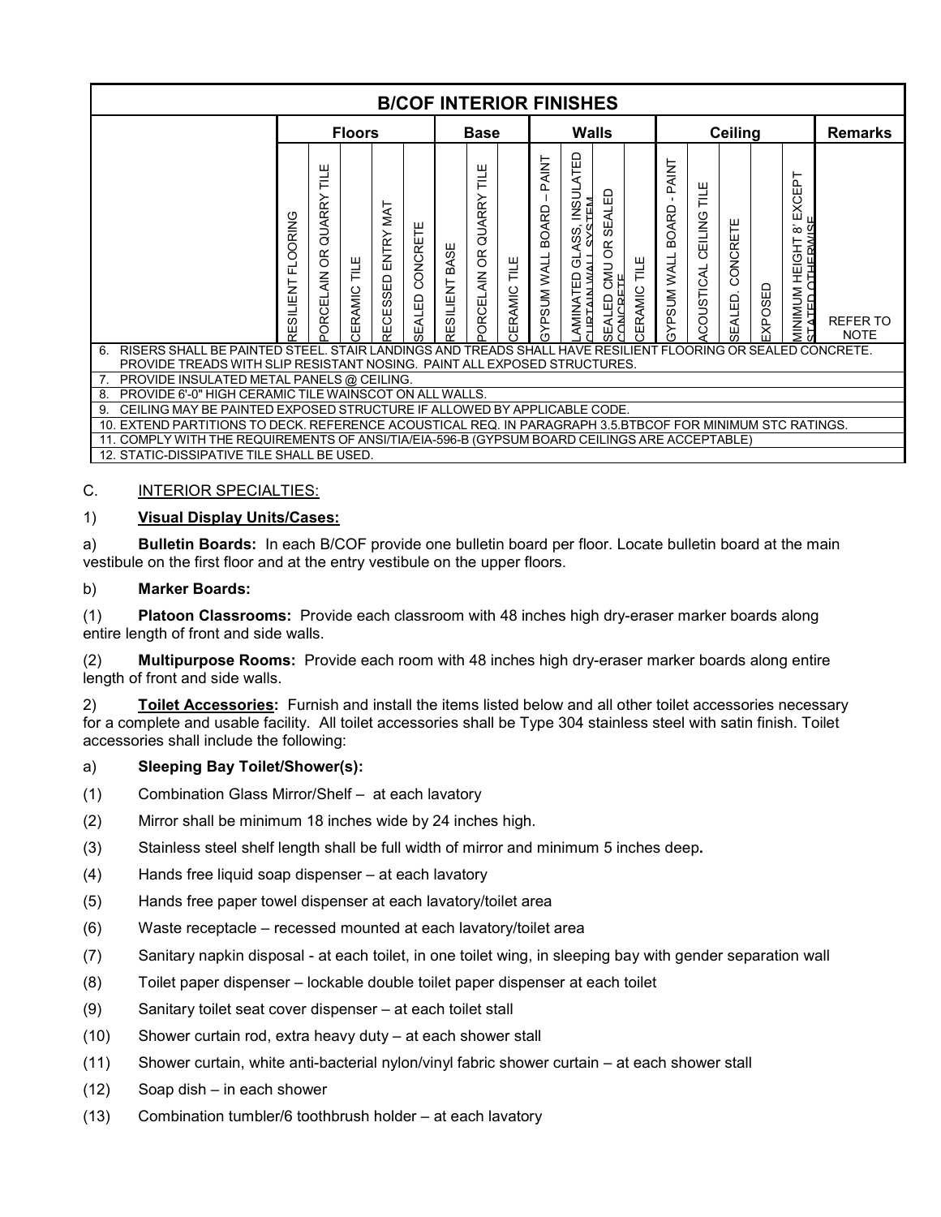| B/COF INTERIOR FINISHES | | | | | | | | | | | | | | | | | | | | |
|---|---|---|---|---|---|---|---|---|---|---|---|---|---|---|---|---|---|---|---|---|
| | Floors | | | | | Base | | | Walls | | | | Ceiling | | | | | | Remarks |
| | RESILIENT FLOORING | PORCELAIN OR QUARRY TILE | CERAMIC TILE | RECESSED ENTRY MAT | SEALED CONCRETE | RESILIENT BASE | PORCELAIN OR QUARRY TILE | CERAMIC TILE | GYPSUM WALL BOARD – PAINT | LAMINATED GLASS, INSULATED CURTAIN WALL SYSTEM | SEALED CMU OR SEALED CONCRETE | CERAMIC TILE | GYPSUM WALL BOARD - PAINT | ACOUSTICAL CEILING TILE | SEALED. CONCRETE | EXPOSED | MINIMUM HEIGHT 8' EXCEPT STATED OTHERWISE | REFER TO NOTE |
| 6. RISERS SHALL BE PAINTED STEEL. STAIR LANDINGS AND TREADS SHALL HAVE RESILIENT FLOORING OR SEALED CONCRETE. PROVIDE TREADS WITH SLIP RESISTANT NOSING. PAINT ALL EXPOSED STRUCTURES. | | | | | | | | | | | | | | | | | | |
| 7. PROVIDE INSULATED METAL PANELS @ CEILING. | | | | | | | | | | | | | | | | | | |
| 8. PROVIDE 6'-0" HIGH CERAMIC TILE WAINSCOT ON ALL WALLS. | | | | | | | | | | | | | | | | | | |
| 9. CEILING MAY BE PAINTED EXPOSED STRUCTURE IF ALLOWED BY APPLICABLE CODE. | | | | | | | | | | | | | | | | | | |
| 10. EXTEND PARTITIONS TO DECK. REFERENCE ACOUSTICAL REQ. IN PARAGRAPH 3.5.BTBCOF FOR MINIMUM STC RATINGS. | | | | | | | | | | | | | | | | | | |
| 11. COMPLY WITH THE REQUIREMENTS OF ANSI/TIA/EIA-596-B (GYPSUM BOARD CEILINGS ARE ACCEPTABLE) | | | | | | | | | | | | | | | | | | |
| 12. STATIC-DISSIPATIVE TILE SHALL BE USED. | | | | | | | | | | | | | | | | | | |

C. INTERIOR SPECIALTIES:

1) **Visual Display Units/Cases:**

a) **Bulletin Boards:** In each B/COF provide one bulletin board per floor. Locate bulletin board at the main vestibule on the first floor and at the entry vestibule on the upper floors.

b) **Marker Boards:**

(1) **Platoon Classrooms:** Provide each classroom with 48 inches high dry-eraser marker boards along entire length of front and side walls.

(2) **Multipurpose Rooms:** Provide each room with 48 inches high dry-eraser marker boards along entire length of front and side walls.

2) **Toilet Accessories:** Furnish and install the items listed below and all other toilet accessories necessary for a complete and usable facility. All toilet accessories shall be Type 304 stainless steel with satin finish. Toilet accessories shall include the following:

a) **Sleeping Bay Toilet/Shower(s):**

(1) Combination Glass Mirror/Shelf – at each lavatory

(2) Mirror shall be minimum 18 inches wide by 24 inches high.

(3) Stainless steel shelf length shall be full width of mirror and minimum 5 inches deep.

(4) Hands free liquid soap dispenser – at each lavatory

(5) Hands free paper towel dispenser at each lavatory/toilet area

(6) Waste receptacle – recessed mounted at each lavatory/toilet area

(7) Sanitary napkin disposal - at each toilet, in one toilet wing, in sleeping bay with gender separation wall

(8) Toilet paper dispenser – lockable double toilet paper dispenser at each toilet

(9) Sanitary toilet seat cover dispenser – at each toilet stall

(10) Shower curtain rod, extra heavy duty – at each shower stall

(11) Shower curtain, white anti-bacterial nylon/vinyl fabric shower curtain – at each shower stall

(12) Soap dish – in each shower

(13) Combination tumbler/6 toothbrush holder – at each lavatory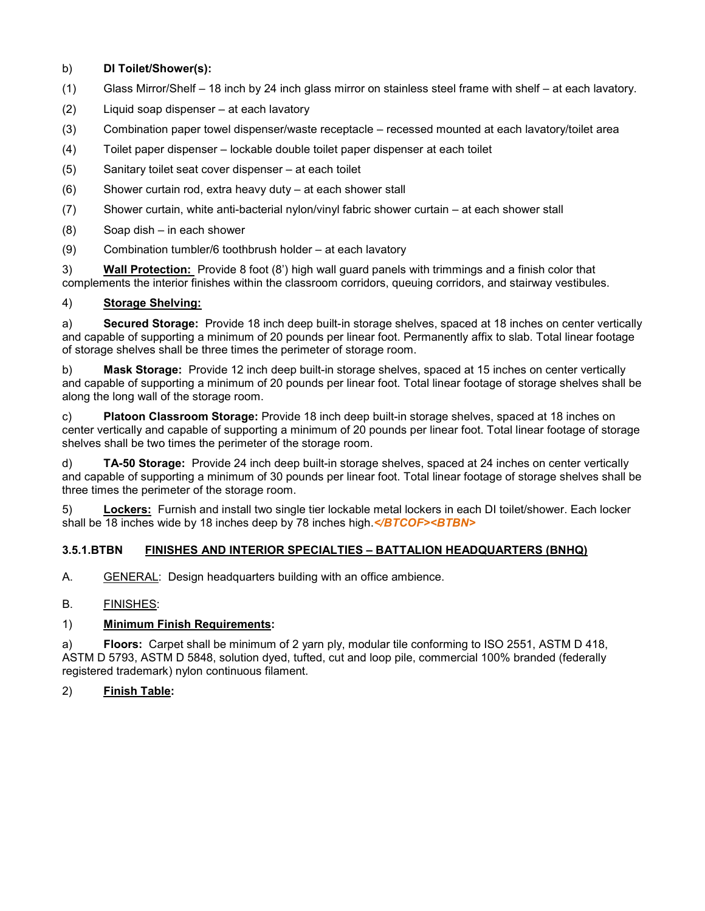b) **DI Toilet/Shower(s):**

(1) Glass Mirror/Shelf – 18 inch by 24 inch glass mirror on stainless steel frame with shelf – at each lavatory.

(2) Liquid soap dispenser – at each lavatory

(3) Combination paper towel dispenser/waste receptacle – recessed mounted at each lavatory/toilet area

(4) Toilet paper dispenser – lockable double toilet paper dispenser at each toilet

(5) Sanitary toilet seat cover dispenser – at each toilet

(6) Shower curtain rod, extra heavy duty – at each shower stall

(7) Shower curtain, white anti-bacterial nylon/vinyl fabric shower curtain – at each shower stall

(8) Soap dish – in each shower

(9) Combination tumbler/6 toothbrush holder – at each lavatory

3) **Wall Protection:** Provide 8 foot (8') high wall guard panels with trimmings and a finish color that complements the interior finishes within the classroom corridors, queuing corridors, and stairway vestibules.

4) **Storage Shelving:**

a) **Secured Storage:** Provide 18 inch deep built-in storage shelves, spaced at 18 inches on center vertically and capable of supporting a minimum of 20 pounds per linear foot. Permanently affix to slab. Total linear footage of storage shelves shall be three times the perimeter of storage room.

b) **Mask Storage:** Provide 12 inch deep built-in storage shelves, spaced at 15 inches on center vertically and capable of supporting a minimum of 20 pounds per linear foot. Total linear footage of storage shelves shall be along the long wall of the storage room.

c) **Platoon Classroom Storage:** Provide 18 inch deep built-in storage shelves, spaced at 18 inches on center vertically and capable of supporting a minimum of 20 pounds per linear foot. Total linear footage of storage shelves shall be two times the perimeter of the storage room.

d) **TA-50 Storage:** Provide 24 inch deep built-in storage shelves, spaced at 24 inches on center vertically and capable of supporting a minimum of 30 pounds per linear foot. Total linear footage of storage shelves shall be three times the perimeter of the storage room.

5) **Lockers:** Furnish and install two single tier lockable metal lockers in each DI toilet/shower. Each locker shall be 18 inches wide by 18 inches deep by 78 inches high.***</BTCOF><BTBN>***

### 3.5.1.BTBN FINISHES AND INTERIOR SPECIALTIES – BATTALION HEADQUARTERS (BNHQ)

A. GENERAL: Design headquarters building with an office ambience.

B. FINISHES:

1) **Minimum Finish Requirements:**

a) **Floors:** Carpet shall be minimum of 2 yarn ply, modular tile conforming to ISO 2551, ASTM D 418, ASTM D 5793, ASTM D 5848, solution dyed, tufted, cut and loop pile, commercial 100% branded (federally registered trademark) nylon continuous filament.

2) **Finish Table:**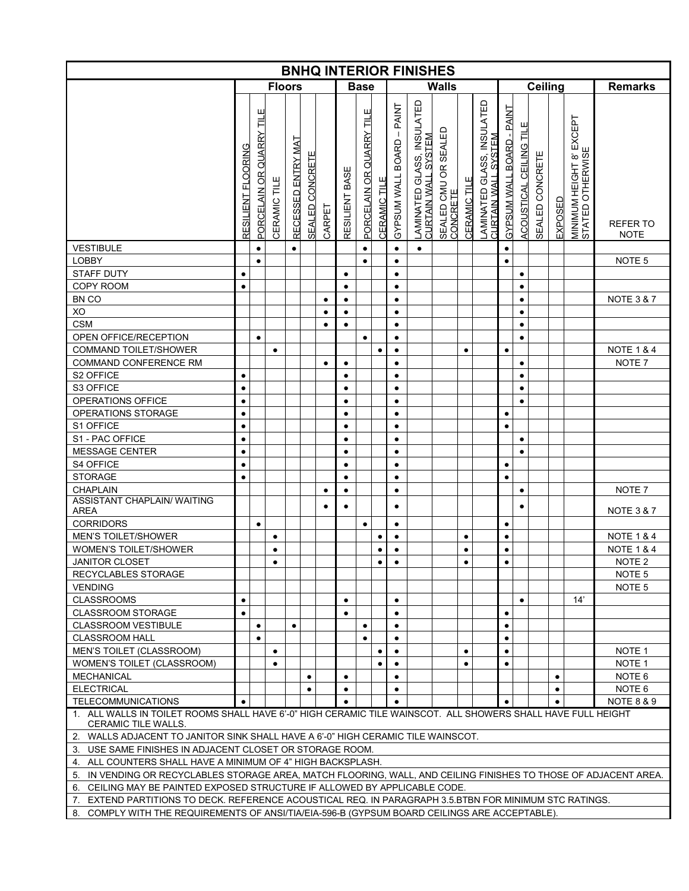# BNHQ INTERIOR FINISHES

| | Floors | | | | | | Base | | | Walls | | | | | Ceiling | | | | | Remarks |
|---|---|---|---|---|---|---|---|---|---|---|---|---|---|---|---|---|---|---|---|---|
| | RESILIENT FLOORING | PORCELAIN OR QUARRY TILE | CERAMIC TILE | RECESSED ENTRY MAT | SEALED CONCRETE | CARPET | RESILIENT BASE | PORCELAIN OR QUARRY TILE | CERAMIC TILE | GYPSUM WALL BOARD – PAINT | LAMINATED GLASS, INSULATED CURTAIN WALL SYSTEM | SEALED CMU OR SEALED CONCRETE | CERAMIC TILE | LAMINATED GLASS, INSULATED CURTAIN WALL SYSTEM | GYPSUM WALL BOARD - PAINT | ACOUSTICAL CEILING TILE | SEALED CONCRETE | EXPOSED | MINIMUM HEIGHT 8' EXCEPT STATED OTHERWISE | REFER TO NOTE |
| VESTIBULE | | ● | | ● | | | | ● | | ● | ● | | | | ● | | | | | |
| LOBBY | | ● | | | | | | ● | | ● | | | | | ● | | | | | NOTE 5 |
| STAFF DUTY | ● | | | | | | ● | | | ● | | | | | | ● | | | | |
| COPY ROOM | ● | | | | | | ● | | | ● | | | | | | ● | | | | |
| BN CO | | | | | | ● | ● | | | ● | | | | | | ● | | | | NOTE 3 & 7 |
| XO | | | | | | ● | ● | | | ● | | | | | | ● | | | | |
| CSM | | | | | | ● | ● | | | ● | | | | | | ● | | | | |
| OPEN OFFICE/RECEPTION | | ● | | | | | | ● | | ● | | | | | | ● | | | | |
| COMMAND TOILET/SHOWER | | | ● | | | | | | ● | ● | | | ● | | ● | | | | | NOTE 1 & 4 |
| COMMAND CONFERENCE RM | | | | | | ● | ● | | | ● | | | | | | ● | | | | NOTE 7 |
| S2 OFFICE | ● | | | | | | ● | | | ● | | | | | | ● | | | | |
| S3 OFFICE | ● | | | | | | ● | | | ● | | | | | | ● | | | | |
| OPERATIONS OFFICE | ● | | | | | | ● | | | ● | | | | | | ● | | | | |
| OPERATIONS STORAGE | ● | | | | | | ● | | | ● | | | | | ● | | | | | |
| S1 OFFICE | ● | | | | | | ● | | | ● | | | | | ● | | | | | |
| S1 - PAC OFFICE | ● | | | | | | ● | | | ● | | | | | | ● | | | | |
| MESSAGE CENTER | ● | | | | | | ● | | | ● | | | | | | ● | | | | |
| S4 OFFICE | ● | | | | | | ● | | | ● | | | | | ● | | | | | |
| STORAGE | ● | | | | | | ● | | | ● | | | | | ● | | | | | |
| CHAPLAIN | | | | | | ● | ● | | | ● | | | | | | ● | | | | NOTE 7 |
| ASSISTANT CHAPLAIN/ WAITING AREA | | | | | | ● | ● | | | ● | | | | | | ● | | | | NOTE 3 & 7 |
| CORRIDORS | | ● | | | | | | ● | | ● | | | | | ● | | | | | |
| MEN'S TOILET/SHOWER | | | ● | | | | | | ● | ● | | | ● | | ● | | | | | NOTE 1 & 4 |
| WOMEN'S TOILET/SHOWER | | | ● | | | | | | ● | ● | | | ● | | ● | | | | | NOTE 1 & 4 |
| JANITOR CLOSET | | | ● | | | | | | ● | ● | | | ● | | ● | | | | | NOTE 2 |
| RECYCLABLES STORAGE | | | | | | | | | | | | | | | | | | | | NOTE 5 |
| VENDING | | | | | | | | | | | | | | | | | | | | NOTE 5 |
| CLASSROOMS | ● | | | | | | ● | | | ● | | | | | | ● | | | 14' | |
| CLASSROOM STORAGE | ● | | | | | | ● | | | ● | | | | | ● | | | | | |
| CLASSROOM VESTIBULE | | ● | | ● | | | | ● | | ● | | | | | ● | | | | | |
| CLASSROOM HALL | | ● | | | | | | ● | | ● | | | | | ● | | | | | |
| MEN'S TOILET (CLASSROOM) | | | ● | | | | | | ● | ● | | | ● | | ● | | | | | NOTE 1 |
| WOMEN'S TOILET (CLASSROOM) | | | ● | | | | | | ● | ● | | | ● | | ● | | | | | NOTE 1 |
| MECHANICAL | | | | | ● | | ● | | | ● | | | | | | | | ● | | NOTE 6 |
| ELECTRICAL | | | | | ● | | ● | | | ● | | | | | | | | ● | | NOTE 6 |
| TELECOMMUNICATIONS | ● | | | | | | ● | | | ● | | | | | ● | | | ● | | NOTE 8 & 9 |

1. ALL WALLS IN TOILET ROOMS SHALL HAVE 6'-0" HIGH CERAMIC TILE WAINSCOT. ALL SHOWERS SHALL HAVE FULL HEIGHT CERAMIC TILE WALLS.
2. WALLS ADJACENT TO JANITOR SINK SHALL HAVE A 6'-0" HIGH CERAMIC TILE WAINSCOT.
3. USE SAME FINISHES IN ADJACENT CLOSET OR STORAGE ROOM.
4. ALL COUNTERS SHALL HAVE A MINIMUM OF 4" HIGH BACKSPLASH.
5. IN VENDING OR RECYCLABLES STORAGE AREA, MATCH FLOORING, WALL, AND CEILING FINISHES TO THOSE OF ADJACENT AREA.
6. CEILING MAY BE PAINTED EXPOSED STRUCTURE IF ALLOWED BY APPLICABLE CODE.
7. EXTEND PARTITIONS TO DECK. REFERENCE ACOUSTICAL REQ. IN PARAGRAPH 3.5.BTBN FOR MINIMUM STC RATINGS.
8. COMPLY WITH THE REQUIREMENTS OF ANSI/TIA/EIA-596-B (GYPSUM BOARD CEILINGS ARE ACCEPTABLE).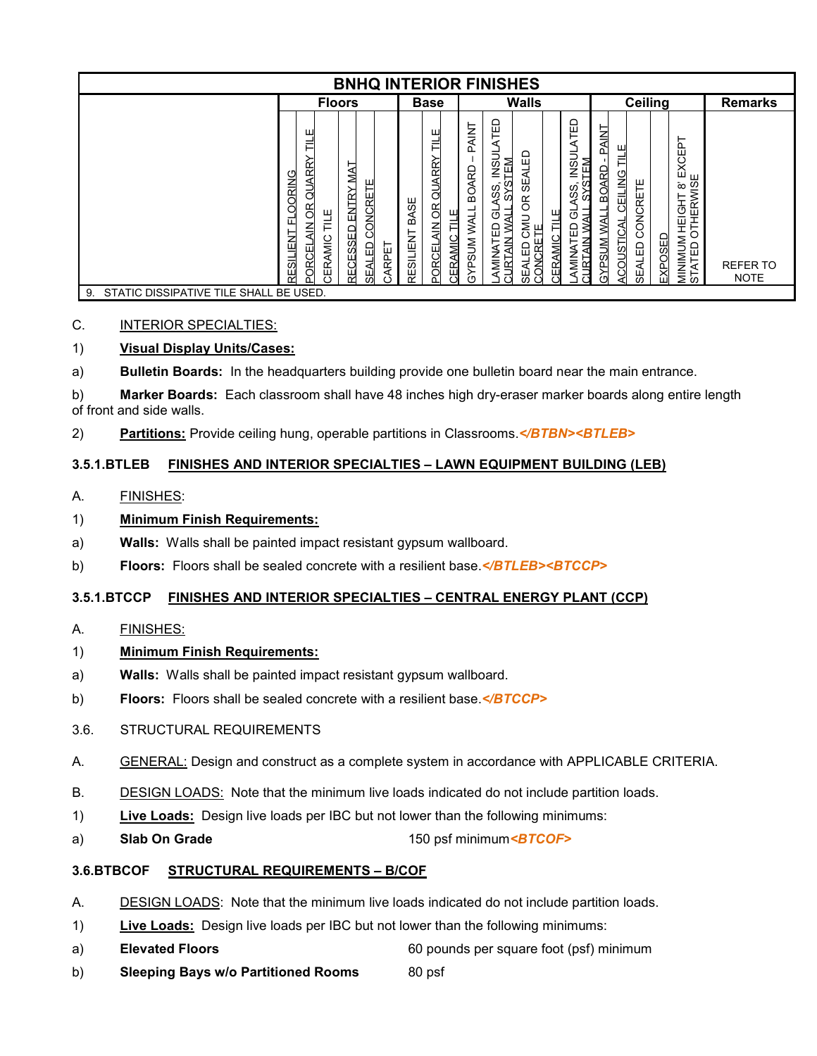| BNHQ INTERIOR FINISHES | | | | | | | | | | | | | | | | | | | | |
|---|---|---|---|---|---|---|---|---|---|---|---|---|---|---|---|---|---|---|---|---|
| | Floors | | | | | | Base | | | Walls | | | | | Ceiling | | | | | Remarks |
| | RESILIENT FLOORING | PORCELAIN OR QUARRY TILE | CERAMIC TILE | RECESSED ENTRY MAT | SEALED CONCRETE | CARPET | RESILIENT BASE | PORCELAIN OR QUARRY TILE | CERAMIC TILE | GYPSUM WALL BOARD – PAINT | LAMINATED GLASS, INSULATED CURTAIN WALL SYSTEM | SEALED CMU OR SEALED CONCRETE | CERAMIC TILE | LAMINATED GLASS, INSULATED CURTAIN WALL SYSTEM | GYPSUM WALL BOARD - PAINT | ACOUSTICAL CEILING TILE | SEALED CONCRETE | EXPOSED | MINIMUM HEIGHT 8' EXCEPT STATED OTHERWISE | REFER TO NOTE |
| 9. STATIC DISSIPATIVE TILE SHALL BE USED. | | | | | | | | | | | | | | | | | | | | |

C. INTERIOR SPECIALTIES:

1) **Visual Display Units/Cases:**

a) **Bulletin Boards:** In the headquarters building provide one bulletin board near the main entrance.

b) **Marker Boards:** Each classroom shall have 48 inches high dry-eraser marker boards along entire length of front and side walls.

2) **Partitions:** Provide ceiling hung, operable partitions in Classrooms.*</BTBN><BTLEB>*

**3.5.1.BTLEB FINISHES AND INTERIOR SPECIALTIES – LAWN EQUIPMENT BUILDING (LEB)**

A. FINISHES:

1) **Minimum Finish Requirements:**

a) **Walls:** Walls shall be painted impact resistant gypsum wallboard.

b) **Floors:** Floors shall be sealed concrete with a resilient base.*</BTLEB><BTCCP>*

**3.5.1.BTCCP FINISHES AND INTERIOR SPECIALTIES – CENTRAL ENERGY PLANT (CCP)**

A. FINISHES:

1) **Minimum Finish Requirements:**

a) **Walls:** Walls shall be painted impact resistant gypsum wallboard.

b) **Floors:** Floors shall be sealed concrete with a resilient base.*</BTCCP>*

3.6. STRUCTURAL REQUIREMENTS

A. GENERAL: Design and construct as a complete system in accordance with APPLICABLE CRITERIA.

B. DESIGN LOADS: Note that the minimum live loads indicated do not include partition loads.

1) **Live Loads:** Design live loads per IBC but not lower than the following minimums:

a) **Slab On Grade** 150 psf minimum*<BTCOF>*

**3.6.BTBCOF STRUCTURAL REQUIREMENTS – B/COF**

A. DESIGN LOADS: Note that the minimum live loads indicated do not include partition loads.

1) **Live Loads:** Design live loads per IBC but not lower than the following minimums:

a) **Elevated Floors** 60 pounds per square foot (psf) minimum

b) **Sleeping Bays w/o Partitioned Rooms** 80 psf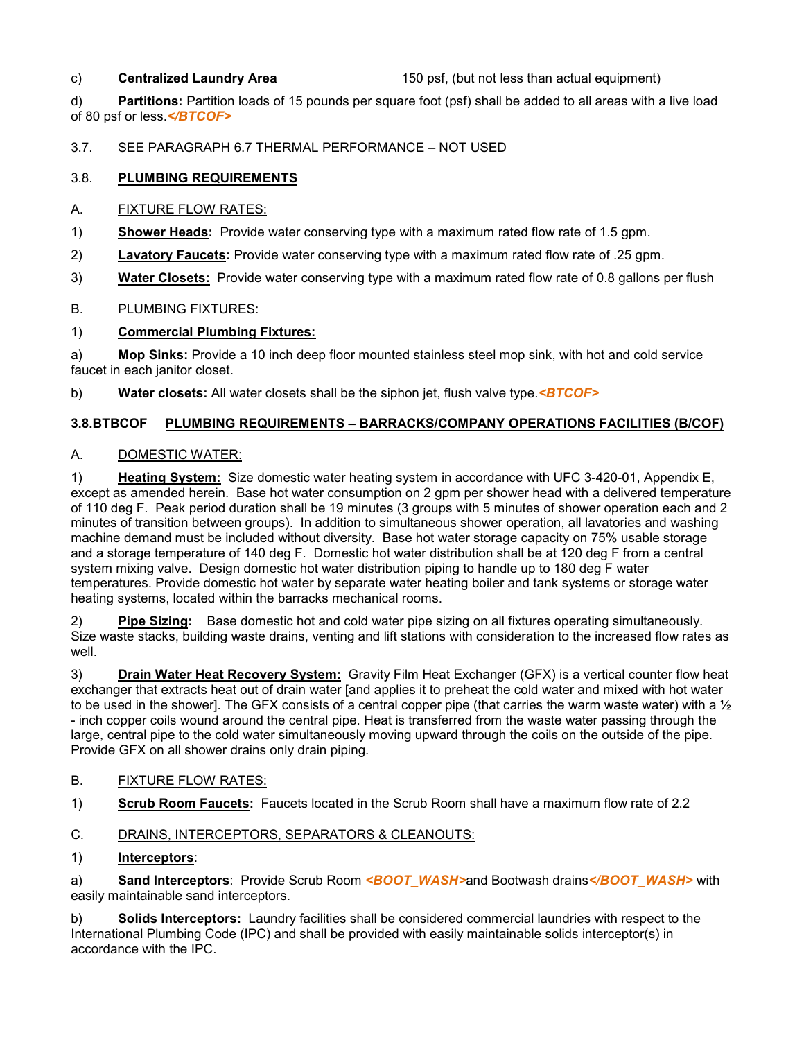c) **Centralized Laundry Area** 150 psf, (but not less than actual equipment)

d) **Partitions:** Partition loads of 15 pounds per square foot (psf) shall be added to all areas with a live load of 80 psf or less.***</BTCOF>***

3.7. SEE PARAGRAPH 6.7 THERMAL PERFORMANCE – NOT USED

3.8. **PLUMBING REQUIREMENTS**

A. FIXTURE FLOW RATES:

1) **Shower Heads:** Provide water conserving type with a maximum rated flow rate of 1.5 gpm.

2) **Lavatory Faucets:** Provide water conserving type with a maximum rated flow rate of .25 gpm.

3) **Water Closets:** Provide water conserving type with a maximum rated flow rate of 0.8 gallons per flush

B. PLUMBING FIXTURES:

1) **Commercial Plumbing Fixtures:**

a) **Mop Sinks:** Provide a 10 inch deep floor mounted stainless steel mop sink, with hot and cold service faucet in each janitor closet.

b) **Water closets:** All water closets shall be the siphon jet, flush valve type.***<BTCOF>***

**3.8.BTBCOF PLUMBING REQUIREMENTS – BARRACKS/COMPANY OPERATIONS FACILITIES (B/COF)**

A. DOMESTIC WATER:

1) **Heating System:** Size domestic water heating system in accordance with UFC 3-420-01, Appendix E, except as amended herein. Base hot water consumption on 2 gpm per shower head with a delivered temperature of 110 deg F. Peak period duration shall be 19 minutes (3 groups with 5 minutes of shower operation each and 2 minutes of transition between groups). In addition to simultaneous shower operation, all lavatories and washing machine demand must be included without diversity. Base hot water storage capacity on 75% usable storage and a storage temperature of 140 deg F. Domestic hot water distribution shall be at 120 deg F from a central system mixing valve. Design domestic hot water distribution piping to handle up to 180 deg F water temperatures. Provide domestic hot water by separate water heating boiler and tank systems or storage water heating systems, located within the barracks mechanical rooms.

2) **Pipe Sizing:** Base domestic hot and cold water pipe sizing on all fixtures operating simultaneously. Size waste stacks, building waste drains, venting and lift stations with consideration to the increased flow rates as well.

3) **Drain Water Heat Recovery System:** Gravity Film Heat Exchanger (GFX) is a vertical counter flow heat exchanger that extracts heat out of drain water [and applies it to preheat the cold water and mixed with hot water to be used in the shower]. The GFX consists of a central copper pipe (that carries the warm waste water) with a ½ - inch copper coils wound around the central pipe. Heat is transferred from the waste water passing through the large, central pipe to the cold water simultaneously moving upward through the coils on the outside of the pipe. Provide GFX on all shower drains only drain piping.

B. FIXTURE FLOW RATES:

1) **Scrub Room Faucets:** Faucets located in the Scrub Room shall have a maximum flow rate of 2.2

C. DRAINS, INTERCEPTORS, SEPARATORS & CLEANOUTS:

1) **Interceptors**:

a) **Sand Interceptors**: Provide Scrub Room ***<BOOT_WASH>***and Bootwash drains***</BOOT_WASH>*** with easily maintainable sand interceptors.

b) **Solids Interceptors:** Laundry facilities shall be considered commercial laundries with respect to the International Plumbing Code (IPC) and shall be provided with easily maintainable solids interceptor(s) in accordance with the IPC.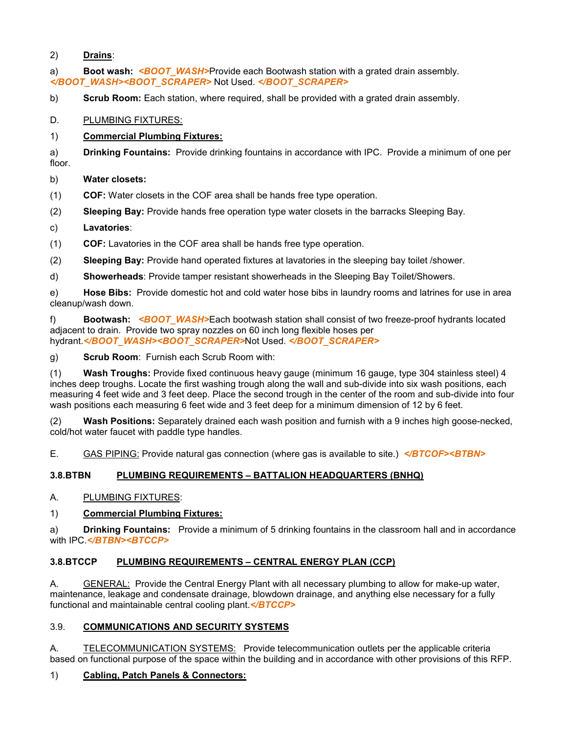2) **Drains**:

a) **Boot wash:** *<BOOT_WASH>*Provide each Bootwash station with a grated drain assembly. *</BOOT_WASH><BOOT_SCRAPER>* Not Used. *</BOOT_SCRAPER>*

b) **Scrub Room:** Each station, where required, shall be provided with a grated drain assembly.

D. PLUMBING FIXTURES:

1) **Commercial Plumbing Fixtures:**

a) **Drinking Fountains:** Provide drinking fountains in accordance with IPC. Provide a minimum of one per floor.

b) **Water closets:**

(1) **COF:** Water closets in the COF area shall be hands free type operation.

(2) **Sleeping Bay:** Provide hands free operation type water closets in the barracks Sleeping Bay.

c) **Lavatories**:

(1) **COF:** Lavatories in the COF area shall be hands free type operation.

(2) **Sleeping Bay:** Provide hand operated fixtures at lavatories in the sleeping bay toilet /shower.

d) **Showerheads**: Provide tamper resistant showerheads in the Sleeping Bay Toilet/Showers.

e) **Hose Bibs:** Provide domestic hot and cold water hose bibs in laundry rooms and latrines for use in area cleanup/wash down.

f) **Bootwash:** *<BOOT_WASH>*Each bootwash station shall consist of two freeze-proof hydrants located adjacent to drain. Provide two spray nozzles on 60 inch long flexible hoses per hydrant.*</BOOT_WASH><BOOT_SCRAPER>*Not Used. *</BOOT_SCRAPER>*

g) **Scrub Room**: Furnish each Scrub Room with:

(1) **Wash Troughs:** Provide fixed continuous heavy gauge (minimum 16 gauge, type 304 stainless steel) 4 inches deep troughs. Locate the first washing trough along the wall and sub-divide into six wash positions, each measuring 4 feet wide and 3 feet deep. Place the second trough in the center of the room and sub-divide into four wash positions each measuring 6 feet wide and 3 feet deep for a minimum dimension of 12 by 6 feet.

(2) **Wash Positions:** Separately drained each wash position and furnish with a 9 inches high goose-necked, cold/hot water faucet with paddle type handles.

E. GAS PIPING: Provide natural gas connection (where gas is available to site.) *</BTCOF><BTBN>*

### 3.8.BTBN PLUMBING REQUIREMENTS – BATTALION HEADQUARTERS (BNHQ)

A. PLUMBING FIXTURES:

1) **Commercial Plumbing Fixtures:**

a) **Drinking Fountains:** Provide a minimum of 5 drinking fountains in the classroom hall and in accordance with IPC.*</BTBN><BTCCP>*

### 3.8.BTCCP PLUMBING REQUIREMENTS – CENTRAL ENERGY PLAN (CCP)

A. GENERAL: Provide the Central Energy Plant with all necessary plumbing to allow for make-up water, maintenance, leakage and condensate drainage, blowdown drainage, and anything else necessary for a fully functional and maintainable central cooling plant.*</BTCCP>*

### 3.9. COMMUNICATIONS AND SECURITY SYSTEMS

A. TELECOMMUNICATION SYSTEMS: Provide telecommunication outlets per the applicable criteria based on functional purpose of the space within the building and in accordance with other provisions of this RFP.

1) **Cabling, Patch Panels & Connectors:**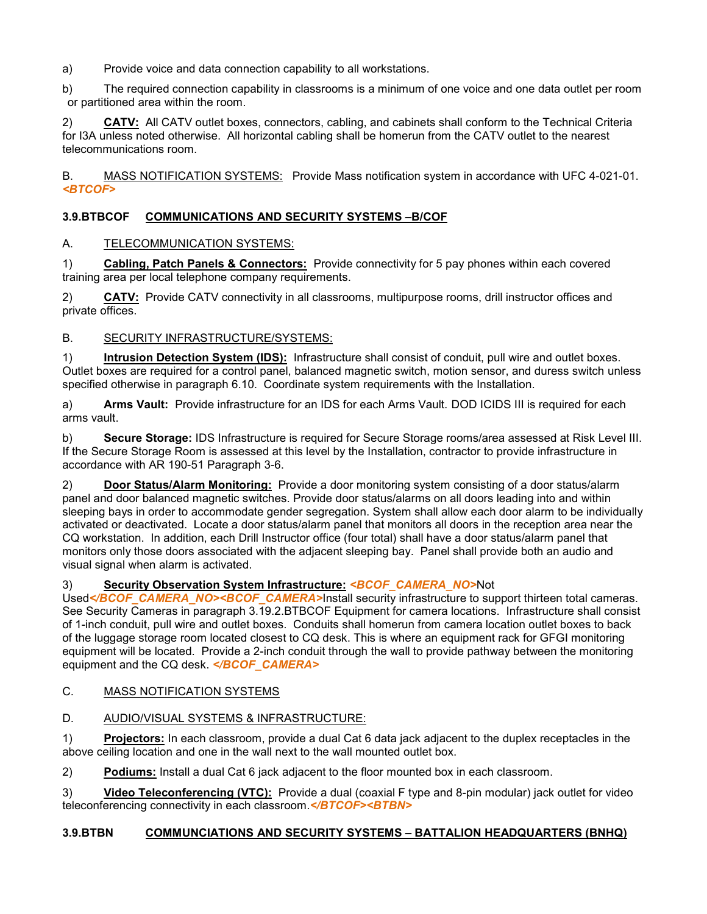a) Provide voice and data connection capability to all workstations.

b) The required connection capability in classrooms is a minimum of one voice and one data outlet per room or partitioned area within the room.

2) **CATV:** All CATV outlet boxes, connectors, cabling, and cabinets shall conform to the Technical Criteria for I3A unless noted otherwise. All horizontal cabling shall be homerun from the CATV outlet to the nearest telecommunications room.

B. MASS NOTIFICATION SYSTEMS: Provide Mass notification system in accordance with UFC 4-021-01. ***<BTCOF>***

### 3.9.BTBCOF COMMUNICATIONS AND SECURITY SYSTEMS –B/COF

A. TELECOMMUNICATION SYSTEMS:

1) **Cabling, Patch Panels & Connectors:** Provide connectivity for 5 pay phones within each covered training area per local telephone company requirements.

2) **CATV:** Provide CATV connectivity in all classrooms, multipurpose rooms, drill instructor offices and private offices.

B. SECURITY INFRASTRUCTURE/SYSTEMS:

1) **Intrusion Detection System (IDS):** Infrastructure shall consist of conduit, pull wire and outlet boxes. Outlet boxes are required for a control panel, balanced magnetic switch, motion sensor, and duress switch unless specified otherwise in paragraph 6.10. Coordinate system requirements with the Installation.

a) **Arms Vault:** Provide infrastructure for an IDS for each Arms Vault. DOD ICIDS III is required for each arms vault.

b) **Secure Storage:** IDS Infrastructure is required for Secure Storage rooms/area assessed at Risk Level III. If the Secure Storage Room is assessed at this level by the Installation, contractor to provide infrastructure in accordance with AR 190-51 Paragraph 3-6.

2) **Door Status/Alarm Monitoring:** Provide a door monitoring system consisting of a door status/alarm panel and door balanced magnetic switches. Provide door status/alarms on all doors leading into and within sleeping bays in order to accommodate gender segregation. System shall allow each door alarm to be individually activated or deactivated. Locate a door status/alarm panel that monitors all doors in the reception area near the CQ workstation. In addition, each Drill Instructor office (four total) shall have a door status/alarm panel that monitors only those doors associated with the adjacent sleeping bay. Panel shall provide both an audio and visual signal when alarm is activated.

3) **Security Observation System Infrastructure:** ***<BCOF_CAMERA_NO>***Not Used***</BCOF_CAMERA_NO><BCOF_CAMERA>***Install security infrastructure to support thirteen total cameras. See Security Cameras in paragraph 3.19.2.BTBCOF Equipment for camera locations. Infrastructure shall consist of 1-inch conduit, pull wire and outlet boxes. Conduits shall homerun from camera location outlet boxes to back of the luggage storage room located closest to CQ desk. This is where an equipment rack for GFGI monitoring equipment will be located. Provide a 2-inch conduit through the wall to provide pathway between the monitoring equipment and the CQ desk. ***</BCOF_CAMERA>***

C. MASS NOTIFICATION SYSTEMS

D. AUDIO/VISUAL SYSTEMS & INFRASTRUCTURE:

1) **Projectors:** In each classroom, provide a dual Cat 6 data jack adjacent to the duplex receptacles in the above ceiling location and one in the wall next to the wall mounted outlet box.

2) **Podiums:** Install a dual Cat 6 jack adjacent to the floor mounted box in each classroom.

3) **Video Teleconferencing (VTC):** Provide a dual (coaxial F type and 8-pin modular) jack outlet for video teleconferencing connectivity in each classroom.***</BTCOF><BTBN>***

### 3.9.BTBN COMMUNCIATIONS AND SECURITY SYSTEMS – BATTALION HEADQUARTERS (BNHQ)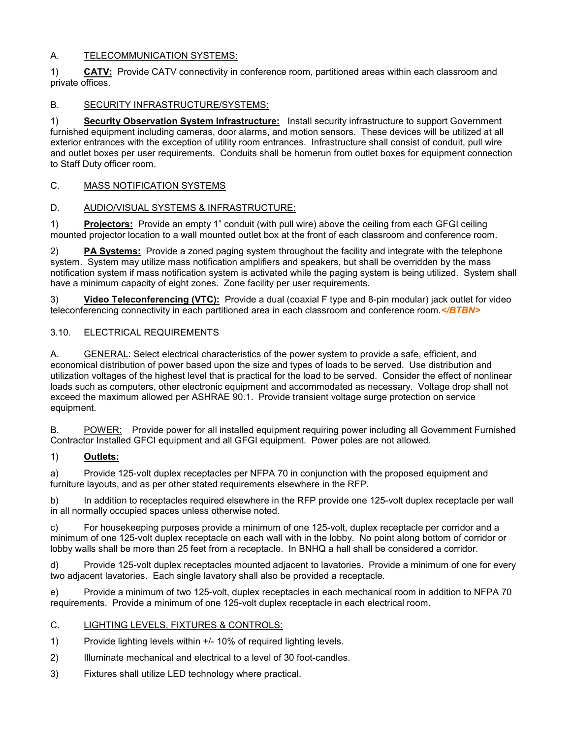A. TELECOMMUNICATION SYSTEMS:

1) **CATV:** Provide CATV connectivity in conference room, partitioned areas within each classroom and private offices.

B. SECURITY INFRASTRUCTURE/SYSTEMS:

1) **Security Observation System Infrastructure:** Install security infrastructure to support Government furnished equipment including cameras, door alarms, and motion sensors. These devices will be utilized at all exterior entrances with the exception of utility room entrances. Infrastructure shall consist of conduit, pull wire and outlet boxes per user requirements. Conduits shall be homerun from outlet boxes for equipment connection to Staff Duty officer room.

C. MASS NOTIFICATION SYSTEMS

D. AUDIO/VISUAL SYSTEMS & INFRASTRUCTURE:

1) **Projectors:** Provide an empty 1" conduit (with pull wire) above the ceiling from each GFGI ceiling mounted projector location to a wall mounted outlet box at the front of each classroom and conference room.

2) **PA Systems:** Provide a zoned paging system throughout the facility and integrate with the telephone system. System may utilize mass notification amplifiers and speakers, but shall be overridden by the mass notification system if mass notification system is activated while the paging system is being utilized. System shall have a minimum capacity of eight zones. Zone facility per user requirements.

3) **Video Teleconferencing (VTC):** Provide a dual (coaxial F type and 8-pin modular) jack outlet for video teleconferencing connectivity in each partitioned area in each classroom and conference room.***</BTBN>***

3.10. ELECTRICAL REQUIREMENTS

A. GENERAL: Select electrical characteristics of the power system to provide a safe, efficient, and economical distribution of power based upon the size and types of loads to be served. Use distribution and utilization voltages of the highest level that is practical for the load to be served. Consider the effect of nonlinear loads such as computers, other electronic equipment and accommodated as necessary. Voltage drop shall not exceed the maximum allowed per ASHRAE 90.1. Provide transient voltage surge protection on service equipment.

B. POWER: Provide power for all installed equipment requiring power including all Government Furnished Contractor Installed GFCI equipment and all GFGI equipment. Power poles are not allowed.

1) **Outlets:**

a) Provide 125-volt duplex receptacles per NFPA 70 in conjunction with the proposed equipment and furniture layouts, and as per other stated requirements elsewhere in the RFP.

b) In addition to receptacles required elsewhere in the RFP provide one 125-volt duplex receptacle per wall in all normally occupied spaces unless otherwise noted.

c) For housekeeping purposes provide a minimum of one 125-volt, duplex receptacle per corridor and a minimum of one 125-volt duplex receptacle on each wall with in the lobby. No point along bottom of corridor or lobby walls shall be more than 25 feet from a receptacle. In BNHQ a hall shall be considered a corridor.

d) Provide 125-volt duplex receptacles mounted adjacent to lavatories. Provide a minimum of one for every two adjacent lavatories. Each single lavatory shall also be provided a receptacle.

e) Provide a minimum of two 125-volt, duplex receptacles in each mechanical room in addition to NFPA 70 requirements. Provide a minimum of one 125-volt duplex receptacle in each electrical room.

C. LIGHTING LEVELS, FIXTURES & CONTROLS:

1) Provide lighting levels within +/- 10% of required lighting levels.

2) Illuminate mechanical and electrical to a level of 30 foot-candles.

3) Fixtures shall utilize LED technology where practical.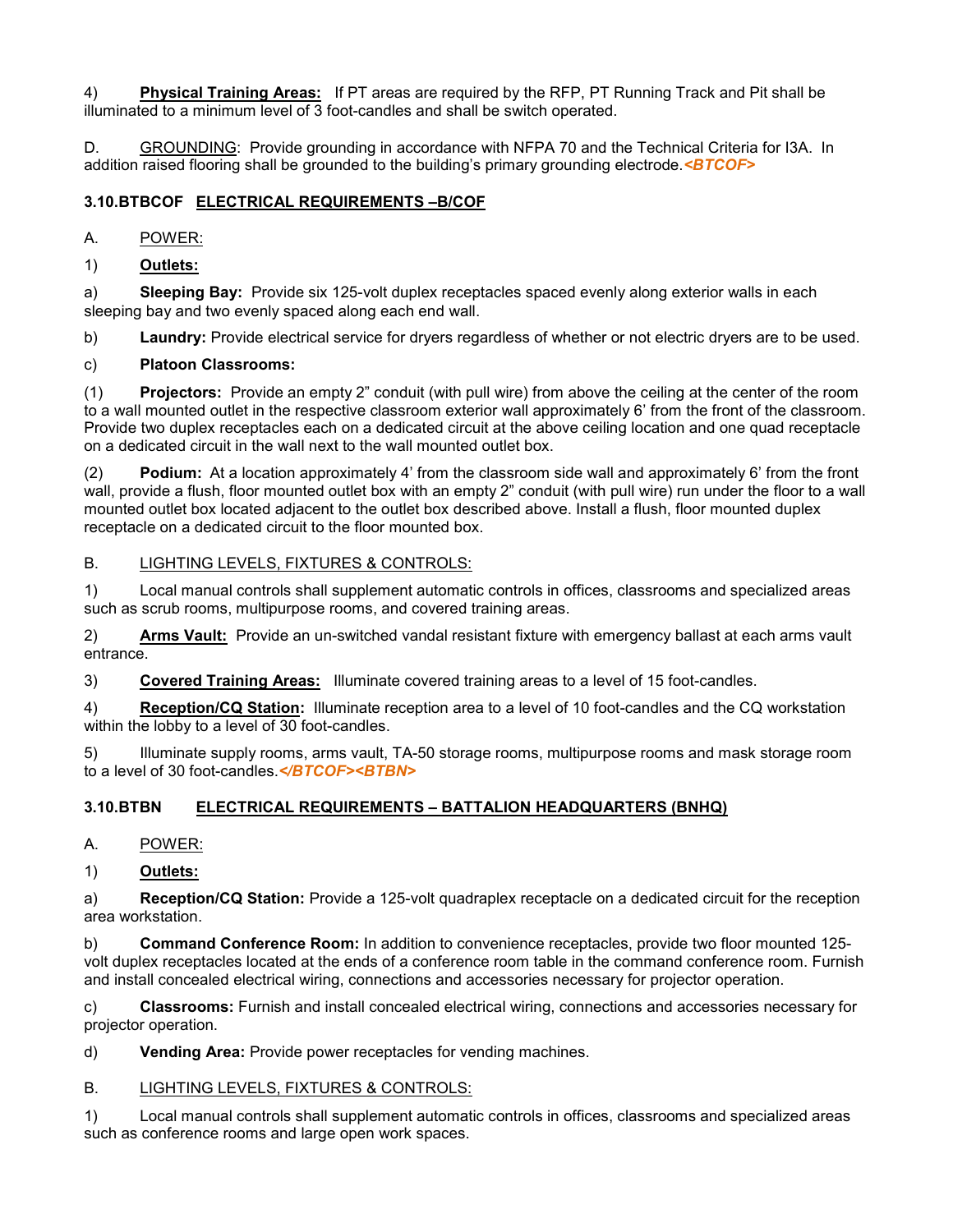4) **Physical Training Areas:** If PT areas are required by the RFP, PT Running Track and Pit shall be illuminated to a minimum level of 3 foot-candles and shall be switch operated.

D. GROUNDING: Provide grounding in accordance with NFPA 70 and the Technical Criteria for I3A. In addition raised flooring shall be grounded to the building's primary grounding electrode.***<BTCOF>***

### 3.10.BTBCOF ELECTRICAL REQUIREMENTS –B/COF

A. POWER:

1) **Outlets:**

a) **Sleeping Bay:** Provide six 125-volt duplex receptacles spaced evenly along exterior walls in each sleeping bay and two evenly spaced along each end wall.

b) **Laundry:** Provide electrical service for dryers regardless of whether or not electric dryers are to be used.

c) **Platoon Classrooms:**

(1) **Projectors:** Provide an empty 2" conduit (with pull wire) from above the ceiling at the center of the room to a wall mounted outlet in the respective classroom exterior wall approximately 6' from the front of the classroom. Provide two duplex receptacles each on a dedicated circuit at the above ceiling location and one quad receptacle on a dedicated circuit in the wall next to the wall mounted outlet box.

(2) **Podium:** At a location approximately 4' from the classroom side wall and approximately 6' from the front wall, provide a flush, floor mounted outlet box with an empty 2" conduit (with pull wire) run under the floor to a wall mounted outlet box located adjacent to the outlet box described above. Install a flush, floor mounted duplex receptacle on a dedicated circuit to the floor mounted box.

B. LIGHTING LEVELS, FIXTURES & CONTROLS:

1) Local manual controls shall supplement automatic controls in offices, classrooms and specialized areas such as scrub rooms, multipurpose rooms, and covered training areas.

2) **Arms Vault:** Provide an un-switched vandal resistant fixture with emergency ballast at each arms vault entrance.

3) **Covered Training Areas:** Illuminate covered training areas to a level of 15 foot-candles.

4) **Reception/CQ Station:** Illuminate reception area to a level of 10 foot-candles and the CQ workstation within the lobby to a level of 30 foot-candles.

5) Illuminate supply rooms, arms vault, TA-50 storage rooms, multipurpose rooms and mask storage room to a level of 30 foot-candles.***</BTCOF><BTBN>***

### 3.10.BTBN ELECTRICAL REQUIREMENTS – BATTALION HEADQUARTERS (BNHQ)

A. POWER:

1) **Outlets:**

a) **Reception/CQ Station:** Provide a 125-volt quadraplex receptacle on a dedicated circuit for the reception area workstation.

b) **Command Conference Room:** In addition to convenience receptacles, provide two floor mounted 125-volt duplex receptacles located at the ends of a conference room table in the command conference room. Furnish and install concealed electrical wiring, connections and accessories necessary for projector operation.

c) **Classrooms:** Furnish and install concealed electrical wiring, connections and accessories necessary for projector operation.

d) **Vending Area:** Provide power receptacles for vending machines.

B. LIGHTING LEVELS, FIXTURES & CONTROLS:

1) Local manual controls shall supplement automatic controls in offices, classrooms and specialized areas such as conference rooms and large open work spaces.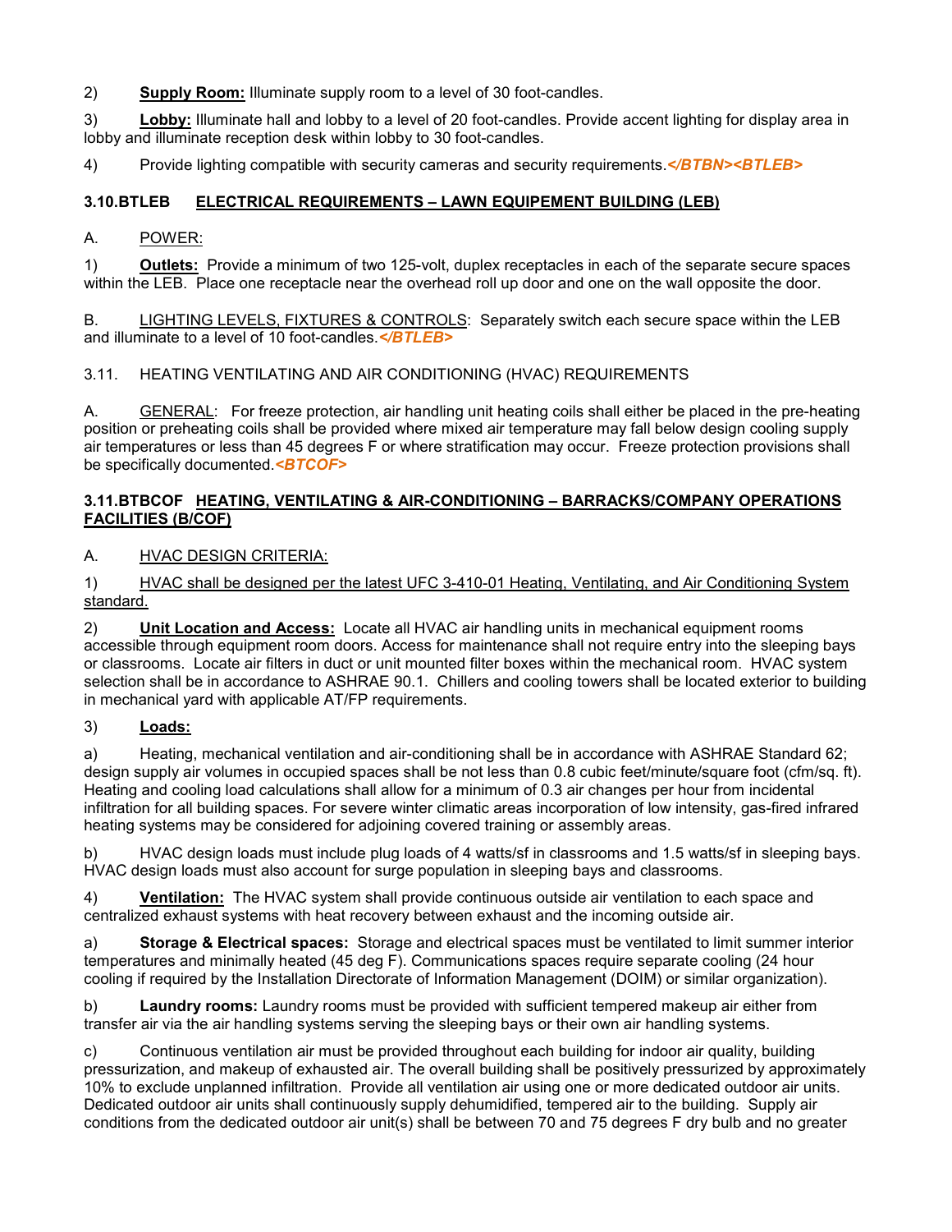2) **Supply Room:** Illuminate supply room to a level of 30 foot-candles.

3) **Lobby:** Illuminate hall and lobby to a level of 20 foot-candles. Provide accent lighting for display area in lobby and illuminate reception desk within lobby to 30 foot-candles.

4) Provide lighting compatible with security cameras and security requirements.***</BTBN><BTLEB>***

### 3.10.BTLEB <u>ELECTRICAL REQUIREMENTS – LAWN EQUIPEMENT BUILDING (LEB)</u>

A. <u>POWER</u>:

1) **Outlets:** Provide a minimum of two 125-volt, duplex receptacles in each of the separate secure spaces within the LEB. Place one receptacle near the overhead roll up door and one on the wall opposite the door.

B. <u>LIGHTING LEVELS, FIXTURES & CONTROLS</u>: Separately switch each secure space within the LEB and illuminate to a level of 10 foot-candles.***</BTLEB>***

3.11. HEATING VENTILATING AND AIR CONDITIONING (HVAC) REQUIREMENTS

A. <u>GENERAL</u>: For freeze protection, air handling unit heating coils shall either be placed in the pre-heating position or preheating coils shall be provided where mixed air temperature may fall below design cooling supply air temperatures or less than 45 degrees F or where stratification may occur. Freeze protection provisions shall be specifically documented.***<BTCOF>***

### 3.11.BTBCOF <u>HEATING, VENTILATING & AIR-CONDITIONING – BARRACKS/COMPANY OPERATIONS FACILITIES (B/COF)</u>

A. <u>HVAC DESIGN CRITERIA:</u>

1) <u>HVAC shall be designed per the latest UFC 3-410-01 Heating, Ventilating, and Air Conditioning System standard.</u>

2) **<u>Unit Location and Access:</u>** Locate all HVAC air handling units in mechanical equipment rooms accessible through equipment room doors. Access for maintenance shall not require entry into the sleeping bays or classrooms. Locate air filters in duct or unit mounted filter boxes within the mechanical room. HVAC system selection shall be in accordance to ASHRAE 90.1. Chillers and cooling towers shall be located exterior to building in mechanical yard with applicable AT/FP requirements.

3) **<u>Loads:</u>**

a) Heating, mechanical ventilation and air-conditioning shall be in accordance with ASHRAE Standard 62; design supply air volumes in occupied spaces shall be not less than 0.8 cubic feet/minute/square foot (cfm/sq. ft). Heating and cooling load calculations shall allow for a minimum of 0.3 air changes per hour from incidental infiltration for all building spaces. For severe winter climatic areas incorporation of low intensity, gas-fired infrared heating systems may be considered for adjoining covered training or assembly areas.

b) HVAC design loads must include plug loads of 4 watts/sf in classrooms and 1.5 watts/sf in sleeping bays. HVAC design loads must also account for surge population in sleeping bays and classrooms.

4) **<u>Ventilation:</u>** The HVAC system shall provide continuous outside air ventilation to each space and centralized exhaust systems with heat recovery between exhaust and the incoming outside air.

a) **Storage & Electrical spaces:** Storage and electrical spaces must be ventilated to limit summer interior temperatures and minimally heated (45 deg F). Communications spaces require separate cooling (24 hour cooling if required by the Installation Directorate of Information Management (DOIM) or similar organization).

b) **Laundry rooms:** Laundry rooms must be provided with sufficient tempered makeup air either from transfer air via the air handling systems serving the sleeping bays or their own air handling systems.

c) Continuous ventilation air must be provided throughout each building for indoor air quality, building pressurization, and makeup of exhausted air. The overall building shall be positively pressurized by approximately 10% to exclude unplanned infiltration. Provide all ventilation air using one or more dedicated outdoor air units. Dedicated outdoor air units shall continuously supply dehumidified, tempered air to the building. Supply air conditions from the dedicated outdoor air unit(s) shall be between 70 and 75 degrees F dry bulb and no greater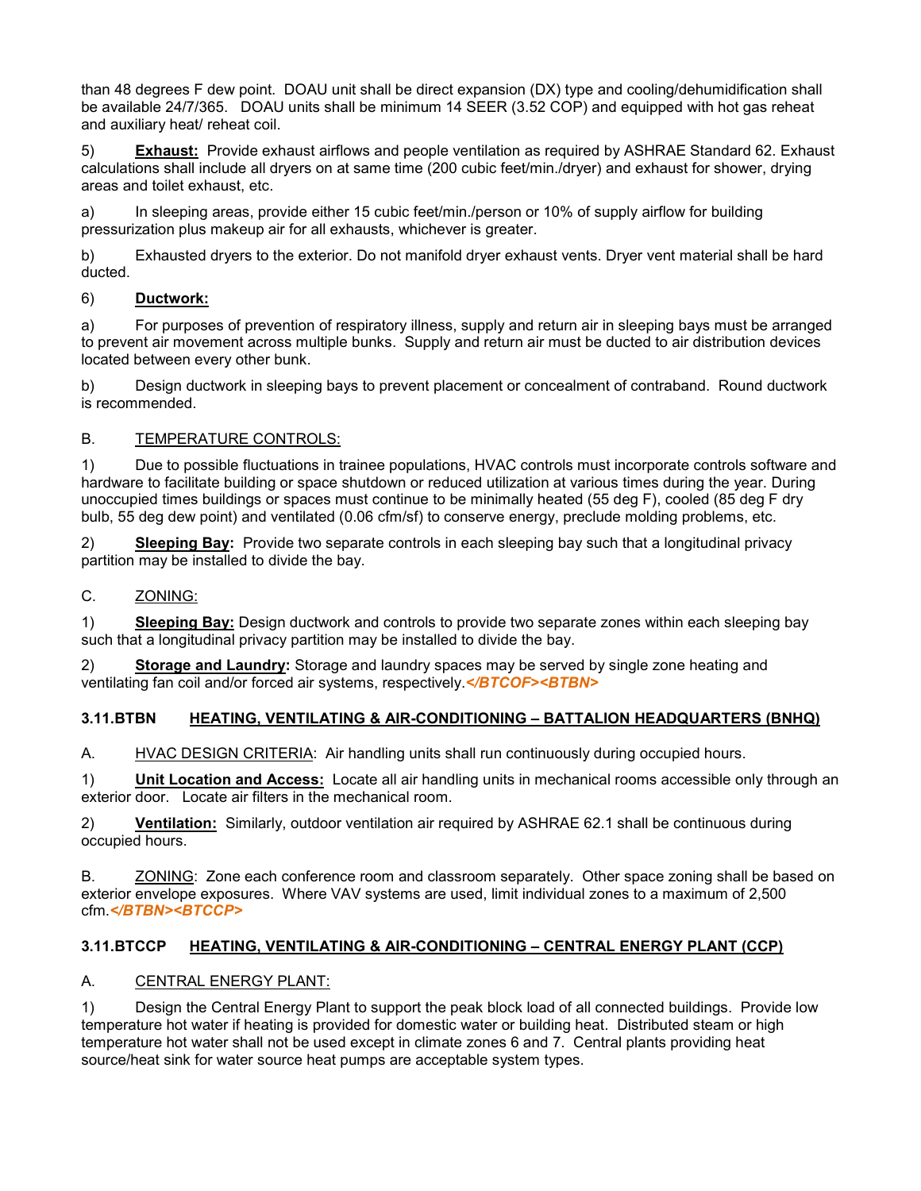than 48 degrees F dew point. DOAU unit shall be direct expansion (DX) type and cooling/dehumidification shall be available 24/7/365. DOAU units shall be minimum 14 SEER (3.52 COP) and equipped with hot gas reheat and auxiliary heat/ reheat coil.

5) **Exhaust:** Provide exhaust airflows and people ventilation as required by ASHRAE Standard 62. Exhaust calculations shall include all dryers on at same time (200 cubic feet/min./dryer) and exhaust for shower, drying areas and toilet exhaust, etc.

a) In sleeping areas, provide either 15 cubic feet/min./person or 10% of supply airflow for building pressurization plus makeup air for all exhausts, whichever is greater.

b) Exhausted dryers to the exterior. Do not manifold dryer exhaust vents. Dryer vent material shall be hard ducted.

6) **Ductwork:**

a) For purposes of prevention of respiratory illness, supply and return air in sleeping bays must be arranged to prevent air movement across multiple bunks. Supply and return air must be ducted to air distribution devices located between every other bunk.

b) Design ductwork in sleeping bays to prevent placement or concealment of contraband. Round ductwork is recommended.

B. TEMPERATURE CONTROLS:

1) Due to possible fluctuations in trainee populations, HVAC controls must incorporate controls software and hardware to facilitate building or space shutdown or reduced utilization at various times during the year. During unoccupied times buildings or spaces must continue to be minimally heated (55 deg F), cooled (85 deg F dry bulb, 55 deg dew point) and ventilated (0.06 cfm/sf) to conserve energy, preclude molding problems, etc.

2) **Sleeping Bay:** Provide two separate controls in each sleeping bay such that a longitudinal privacy partition may be installed to divide the bay.

C. ZONING:

1) **Sleeping Bay:** Design ductwork and controls to provide two separate zones within each sleeping bay such that a longitudinal privacy partition may be installed to divide the bay.

2) **Storage and Laundry:** Storage and laundry spaces may be served by single zone heating and ventilating fan coil and/or forced air systems, respectively.***</BTCOF><BTBN>***

### 3.11.BTBN HEATING, VENTILATING & AIR-CONDITIONING – BATTALION HEADQUARTERS (BNHQ)

A. HVAC DESIGN CRITERIA: Air handling units shall run continuously during occupied hours.

1) **Unit Location and Access:** Locate all air handling units in mechanical rooms accessible only through an exterior door. Locate air filters in the mechanical room.

2) **Ventilation:** Similarly, outdoor ventilation air required by ASHRAE 62.1 shall be continuous during occupied hours.

B. ZONING: Zone each conference room and classroom separately. Other space zoning shall be based on exterior envelope exposures. Where VAV systems are used, limit individual zones to a maximum of 2,500 cfm.***</BTBN><BTCCP>***

### 3.11.BTCCP HEATING, VENTILATING & AIR-CONDITIONING – CENTRAL ENERGY PLANT (CCP)

A. CENTRAL ENERGY PLANT:

1) Design the Central Energy Plant to support the peak block load of all connected buildings. Provide low temperature hot water if heating is provided for domestic water or building heat. Distributed steam or high temperature hot water shall not be used except in climate zones 6 and 7. Central plants providing heat source/heat sink for water source heat pumps are acceptable system types.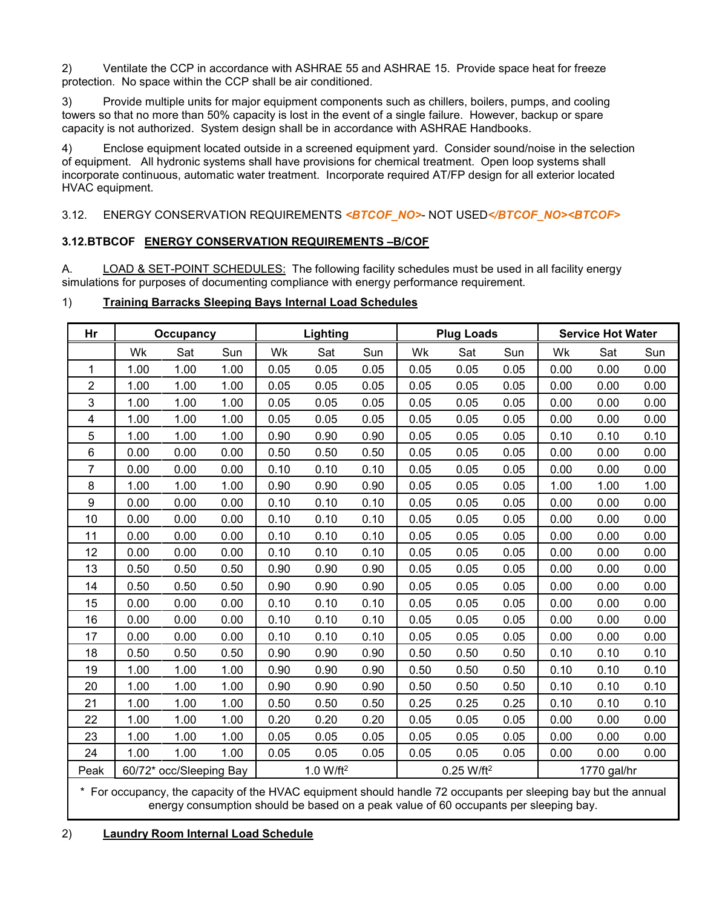2) Ventilate the CCP in accordance with ASHRAE 55 and ASHRAE 15. Provide space heat for freeze protection. No space within the CCP shall be air conditioned.

3) Provide multiple units for major equipment components such as chillers, boilers, pumps, and cooling towers so that no more than 50% capacity is lost in the event of a single failure. However, backup or spare capacity is not authorized. System design shall be in accordance with ASHRAE Handbooks.

4) Enclose equipment located outside in a screened equipment yard. Consider sound/noise in the selection of equipment. All hydronic systems shall have provisions for chemical treatment. Open loop systems shall incorporate continuous, automatic water treatment. Incorporate required AT/FP design for all exterior located HVAC equipment.

3.12. ENERGY CONSERVATION REQUIREMENTS *<BTCOF_NO>*- NOT USED*</BTCOF_NO><BTCOF>*

**3.12.BTBCOF ENERGY CONSERVATION REQUIREMENTS –B/COF**

A. LOAD & SET-POINT SCHEDULES: The following facility schedules must be used in all facility energy simulations for purposes of documenting compliance with energy performance requirement.

1) **Training Barracks Sleeping Bays Internal Load Schedules**

| Hr | Occupancy | | | Lighting | | | Plug Loads | | | Service Hot Water | | |
|---|---|---|---|---|---|---|---|---|---|---|---|---|
| | Wk | Sat | Sun | Wk | Sat | Sun | Wk | Sat | Sun | Wk | Sat | Sun |
| 1 | 1.00 | 1.00 | 1.00 | 0.05 | 0.05 | 0.05 | 0.05 | 0.05 | 0.05 | 0.00 | 0.00 | 0.00 |
| 2 | 1.00 | 1.00 | 1.00 | 0.05 | 0.05 | 0.05 | 0.05 | 0.05 | 0.05 | 0.00 | 0.00 | 0.00 |
| 3 | 1.00 | 1.00 | 1.00 | 0.05 | 0.05 | 0.05 | 0.05 | 0.05 | 0.05 | 0.00 | 0.00 | 0.00 |
| 4 | 1.00 | 1.00 | 1.00 | 0.05 | 0.05 | 0.05 | 0.05 | 0.05 | 0.05 | 0.00 | 0.00 | 0.00 |
| 5 | 1.00 | 1.00 | 1.00 | 0.90 | 0.90 | 0.90 | 0.05 | 0.05 | 0.05 | 0.10 | 0.10 | 0.10 |
| 6 | 0.00 | 0.00 | 0.00 | 0.50 | 0.50 | 0.50 | 0.05 | 0.05 | 0.05 | 0.00 | 0.00 | 0.00 |
| 7 | 0.00 | 0.00 | 0.00 | 0.10 | 0.10 | 0.10 | 0.05 | 0.05 | 0.05 | 0.00 | 0.00 | 0.00 |
| 8 | 1.00 | 1.00 | 1.00 | 0.90 | 0.90 | 0.90 | 0.05 | 0.05 | 0.05 | 1.00 | 1.00 | 1.00 |
| 9 | 0.00 | 0.00 | 0.00 | 0.10 | 0.10 | 0.10 | 0.05 | 0.05 | 0.05 | 0.00 | 0.00 | 0.00 |
| 10 | 0.00 | 0.00 | 0.00 | 0.10 | 0.10 | 0.10 | 0.05 | 0.05 | 0.05 | 0.00 | 0.00 | 0.00 |
| 11 | 0.00 | 0.00 | 0.00 | 0.10 | 0.10 | 0.10 | 0.05 | 0.05 | 0.05 | 0.00 | 0.00 | 0.00 |
| 12 | 0.00 | 0.00 | 0.00 | 0.10 | 0.10 | 0.10 | 0.05 | 0.05 | 0.05 | 0.00 | 0.00 | 0.00 |
| 13 | 0.50 | 0.50 | 0.50 | 0.90 | 0.90 | 0.90 | 0.05 | 0.05 | 0.05 | 0.00 | 0.00 | 0.00 |
| 14 | 0.50 | 0.50 | 0.50 | 0.90 | 0.90 | 0.90 | 0.05 | 0.05 | 0.05 | 0.00 | 0.00 | 0.00 |
| 15 | 0.00 | 0.00 | 0.00 | 0.10 | 0.10 | 0.10 | 0.05 | 0.05 | 0.05 | 0.00 | 0.00 | 0.00 |
| 16 | 0.00 | 0.00 | 0.00 | 0.10 | 0.10 | 0.10 | 0.05 | 0.05 | 0.05 | 0.00 | 0.00 | 0.00 |
| 17 | 0.00 | 0.00 | 0.00 | 0.10 | 0.10 | 0.10 | 0.05 | 0.05 | 0.05 | 0.00 | 0.00 | 0.00 |
| 18 | 0.50 | 0.50 | 0.50 | 0.90 | 0.90 | 0.90 | 0.50 | 0.50 | 0.50 | 0.10 | 0.10 | 0.10 |
| 19 | 1.00 | 1.00 | 1.00 | 0.90 | 0.90 | 0.90 | 0.50 | 0.50 | 0.50 | 0.10 | 0.10 | 0.10 |
| 20 | 1.00 | 1.00 | 1.00 | 0.90 | 0.90 | 0.90 | 0.50 | 0.50 | 0.50 | 0.10 | 0.10 | 0.10 |
| 21 | 1.00 | 1.00 | 1.00 | 0.50 | 0.50 | 0.50 | 0.25 | 0.25 | 0.25 | 0.10 | 0.10 | 0.10 |
| 22 | 1.00 | 1.00 | 1.00 | 0.20 | 0.20 | 0.20 | 0.05 | 0.05 | 0.05 | 0.00 | 0.00 | 0.00 |
| 23 | 1.00 | 1.00 | 1.00 | 0.05 | 0.05 | 0.05 | 0.05 | 0.05 | 0.05 | 0.00 | 0.00 | 0.00 |
| 24 | 1.00 | 1.00 | 1.00 | 0.05 | 0.05 | 0.05 | 0.05 | 0.05 | 0.05 | 0.00 | 0.00 | 0.00 |
| Peak | 60/72* occ/Sleeping Bay | | | 1.0 W/ft$^2$ | | | 0.25 W/ft$^2$ | | | 1770 gal/hr | | |

\* For occupancy, the capacity of the HVAC equipment should handle 72 occupants per sleeping bay but the annual energy consumption should be based on a peak value of 60 occupants per sleeping bay.

2) **Laundry Room Internal Load Schedule**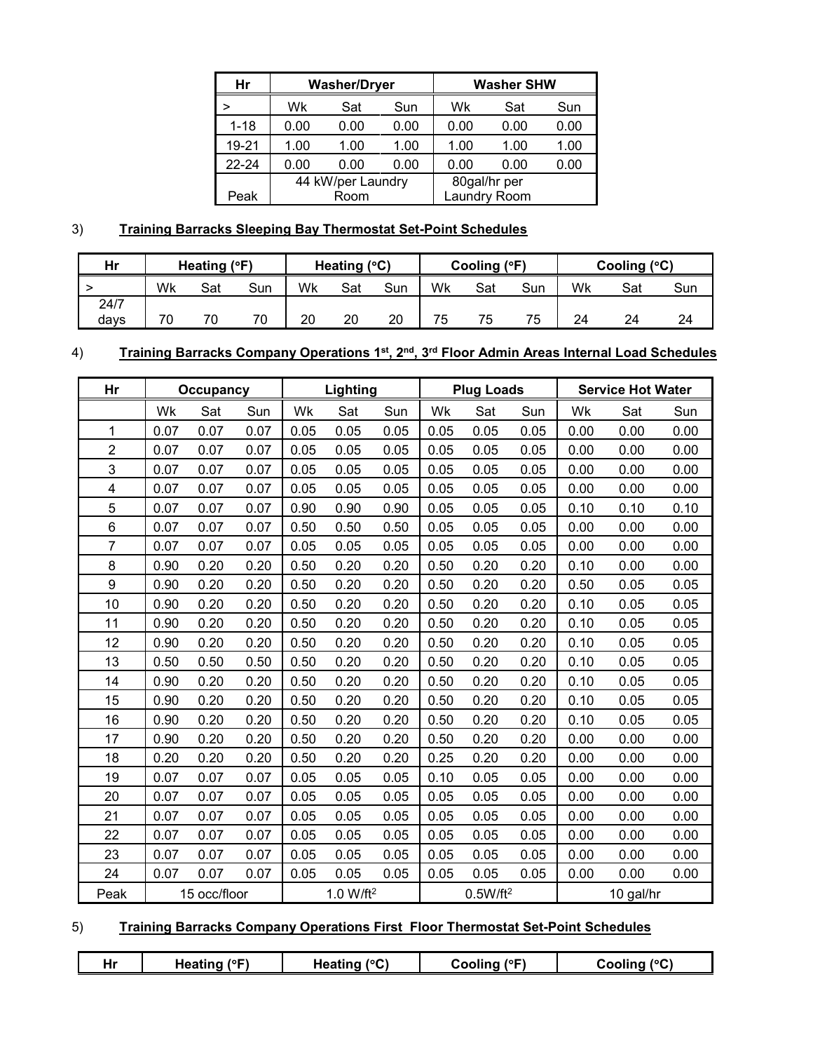| Hr | Washer/Dryer | | | Washer SHW | | |
|---|---|---|---|---|---|---|
| > | Wk | Sat | Sun | Wk | Sat | Sun |
| 1-18 | 0.00 | 0.00 | 0.00 | 0.00 | 0.00 | 0.00 |
| 19-21 | 1.00 | 1.00 | 1.00 | 1.00 | 1.00 | 1.00 |
| 22-24 | 0.00 | 0.00 | 0.00 | 0.00 | 0.00 | 0.00 |
| Peak | 44 kW/per Laundry Room | | | 80gal/hr per Laundry Room | | |

3) **Training Barracks Sleeping Bay Thermostat Set-Point Schedules**

| Hr | Heating (°F) | | | Heating (°C) | | | Cooling (°F) | | | Cooling (°C) | | |
|---|---|---|---|---|---|---|---|---|---|---|---|---|
| > | Wk | Sat | Sun | Wk | Sat | Sun | Wk | Sat | Sun | Wk | Sat | Sun |
| 24/7 days | 70 | 70 | 70 | 20 | 20 | 20 | 75 | 75 | 75 | 24 | 24 | 24 |

4) **Training Barracks Company Operations 1st, 2nd, 3rd Floor Admin Areas Internal Load Schedules**

| Hr | Occupancy | | | Lighting | | | Plug Loads | | | Service Hot Water | | |
|---|---|---|---|---|---|---|---|---|---|---|---|---|
| | Wk | Sat | Sun | Wk | Sat | Sun | Wk | Sat | Sun | Wk | Sat | Sun |
| 1 | 0.07 | 0.07 | 0.07 | 0.05 | 0.05 | 0.05 | 0.05 | 0.05 | 0.05 | 0.00 | 0.00 | 0.00 |
| 2 | 0.07 | 0.07 | 0.07 | 0.05 | 0.05 | 0.05 | 0.05 | 0.05 | 0.05 | 0.00 | 0.00 | 0.00 |
| 3 | 0.07 | 0.07 | 0.07 | 0.05 | 0.05 | 0.05 | 0.05 | 0.05 | 0.05 | 0.00 | 0.00 | 0.00 |
| 4 | 0.07 | 0.07 | 0.07 | 0.05 | 0.05 | 0.05 | 0.05 | 0.05 | 0.05 | 0.00 | 0.00 | 0.00 |
| 5 | 0.07 | 0.07 | 0.07 | 0.90 | 0.90 | 0.90 | 0.05 | 0.05 | 0.05 | 0.10 | 0.10 | 0.10 |
| 6 | 0.07 | 0.07 | 0.07 | 0.50 | 0.50 | 0.50 | 0.05 | 0.05 | 0.05 | 0.00 | 0.00 | 0.00 |
| 7 | 0.07 | 0.07 | 0.07 | 0.05 | 0.05 | 0.05 | 0.05 | 0.05 | 0.05 | 0.00 | 0.00 | 0.00 |
| 8 | 0.90 | 0.20 | 0.20 | 0.50 | 0.20 | 0.20 | 0.50 | 0.20 | 0.20 | 0.10 | 0.00 | 0.00 |
| 9 | 0.90 | 0.20 | 0.20 | 0.50 | 0.20 | 0.20 | 0.50 | 0.20 | 0.20 | 0.50 | 0.05 | 0.05 |
| 10 | 0.90 | 0.20 | 0.20 | 0.50 | 0.20 | 0.20 | 0.50 | 0.20 | 0.20 | 0.10 | 0.05 | 0.05 |
| 11 | 0.90 | 0.20 | 0.20 | 0.50 | 0.20 | 0.20 | 0.50 | 0.20 | 0.20 | 0.10 | 0.05 | 0.05 |
| 12 | 0.90 | 0.20 | 0.20 | 0.50 | 0.20 | 0.20 | 0.50 | 0.20 | 0.20 | 0.10 | 0.05 | 0.05 |
| 13 | 0.50 | 0.50 | 0.50 | 0.50 | 0.20 | 0.20 | 0.50 | 0.20 | 0.20 | 0.10 | 0.05 | 0.05 |
| 14 | 0.90 | 0.20 | 0.20 | 0.50 | 0.20 | 0.20 | 0.50 | 0.20 | 0.20 | 0.10 | 0.05 | 0.05 |
| 15 | 0.90 | 0.20 | 0.20 | 0.50 | 0.20 | 0.20 | 0.50 | 0.20 | 0.20 | 0.10 | 0.05 | 0.05 |
| 16 | 0.90 | 0.20 | 0.20 | 0.50 | 0.20 | 0.20 | 0.50 | 0.20 | 0.20 | 0.10 | 0.05 | 0.05 |
| 17 | 0.90 | 0.20 | 0.20 | 0.50 | 0.20 | 0.20 | 0.50 | 0.20 | 0.20 | 0.00 | 0.00 | 0.00 |
| 18 | 0.20 | 0.20 | 0.20 | 0.50 | 0.20 | 0.20 | 0.25 | 0.20 | 0.20 | 0.00 | 0.00 | 0.00 |
| 19 | 0.07 | 0.07 | 0.07 | 0.05 | 0.05 | 0.05 | 0.10 | 0.05 | 0.05 | 0.00 | 0.00 | 0.00 |
| 20 | 0.07 | 0.07 | 0.07 | 0.05 | 0.05 | 0.05 | 0.05 | 0.05 | 0.05 | 0.00 | 0.00 | 0.00 |
| 21 | 0.07 | 0.07 | 0.07 | 0.05 | 0.05 | 0.05 | 0.05 | 0.05 | 0.05 | 0.00 | 0.00 | 0.00 |
| 22 | 0.07 | 0.07 | 0.07 | 0.05 | 0.05 | 0.05 | 0.05 | 0.05 | 0.05 | 0.00 | 0.00 | 0.00 |
| 23 | 0.07 | 0.07 | 0.07 | 0.05 | 0.05 | 0.05 | 0.05 | 0.05 | 0.05 | 0.00 | 0.00 | 0.00 |
| 24 | 0.07 | 0.07 | 0.07 | 0.05 | 0.05 | 0.05 | 0.05 | 0.05 | 0.05 | 0.00 | 0.00 | 0.00 |
| Peak | 15 occ/floor | | | 1.0 W/ft$^2$ | | | 0.5W/ft$^2$ | | | 10 gal/hr | | |

5) **Training Barracks Company Operations First Floor Thermostat Set-Point Schedules**

| Hr | Heating (°F) | Heating (°C) | Cooling (°F) | Cooling (°C) |
|---|---|---|---|---|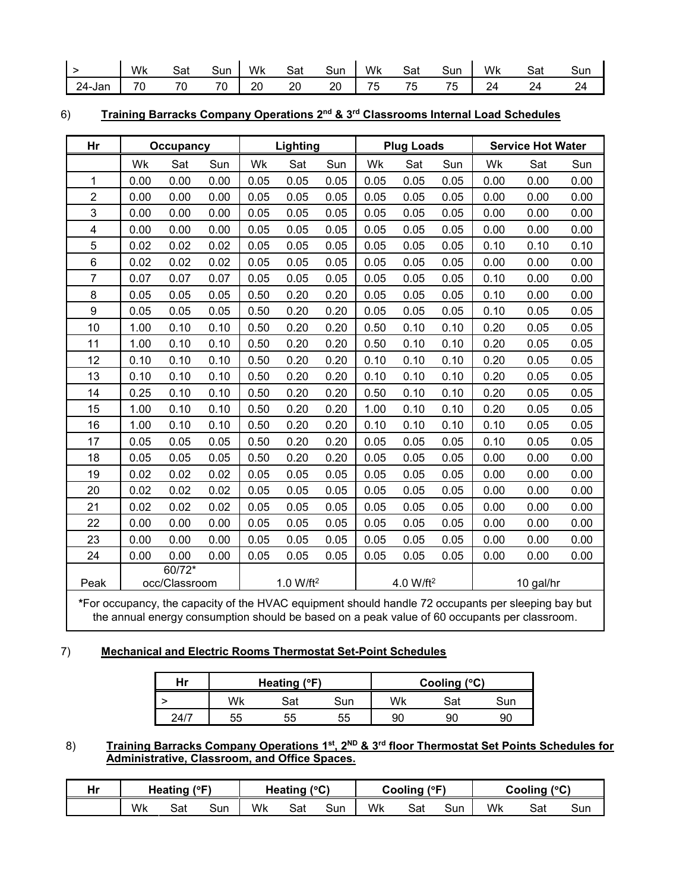| > | Wk | Sat | Sun | Wk | Sat | Sun | Wk | Sat | Sun | Wk | Sat | Sun |
|---|---|---|---|---|---|---|---|---|---|---|---|---|
| 24-Jan | 70 | 70 | 70 | 20 | 20 | 20 | 75 | 75 | 75 | 24 | 24 | 24 |

6) **Training Barracks Company Operations 2nd & 3rd Classrooms Internal Load Schedules**

| Hr | Occupancy | | | Lighting | | | Plug Loads | | | Service Hot Water | | |
|---|---|---|---|---|---|---|---|---|---|---|---|---|
| | Wk | Sat | Sun | Wk | Sat | Sun | Wk | Sat | Sun | Wk | Sat | Sun |
| 1 | 0.00 | 0.00 | 0.00 | 0.05 | 0.05 | 0.05 | 0.05 | 0.05 | 0.05 | 0.00 | 0.00 | 0.00 |
| 2 | 0.00 | 0.00 | 0.00 | 0.05 | 0.05 | 0.05 | 0.05 | 0.05 | 0.05 | 0.00 | 0.00 | 0.00 |
| 3 | 0.00 | 0.00 | 0.00 | 0.05 | 0.05 | 0.05 | 0.05 | 0.05 | 0.05 | 0.00 | 0.00 | 0.00 |
| 4 | 0.00 | 0.00 | 0.00 | 0.05 | 0.05 | 0.05 | 0.05 | 0.05 | 0.05 | 0.00 | 0.00 | 0.00 |
| 5 | 0.02 | 0.02 | 0.02 | 0.05 | 0.05 | 0.05 | 0.05 | 0.05 | 0.05 | 0.10 | 0.10 | 0.10 |
| 6 | 0.02 | 0.02 | 0.02 | 0.05 | 0.05 | 0.05 | 0.05 | 0.05 | 0.05 | 0.00 | 0.00 | 0.00 |
| 7 | 0.07 | 0.07 | 0.07 | 0.05 | 0.05 | 0.05 | 0.05 | 0.05 | 0.05 | 0.10 | 0.00 | 0.00 |
| 8 | 0.05 | 0.05 | 0.05 | 0.50 | 0.20 | 0.20 | 0.05 | 0.05 | 0.05 | 0.10 | 0.00 | 0.00 |
| 9 | 0.05 | 0.05 | 0.05 | 0.50 | 0.20 | 0.20 | 0.05 | 0.05 | 0.05 | 0.10 | 0.05 | 0.05 |
| 10 | 1.00 | 0.10 | 0.10 | 0.50 | 0.20 | 0.20 | 0.50 | 0.10 | 0.10 | 0.20 | 0.05 | 0.05 |
| 11 | 1.00 | 0.10 | 0.10 | 0.50 | 0.20 | 0.20 | 0.50 | 0.10 | 0.10 | 0.20 | 0.05 | 0.05 |
| 12 | 0.10 | 0.10 | 0.10 | 0.50 | 0.20 | 0.20 | 0.10 | 0.10 | 0.10 | 0.20 | 0.05 | 0.05 |
| 13 | 0.10 | 0.10 | 0.10 | 0.50 | 0.20 | 0.20 | 0.10 | 0.10 | 0.10 | 0.20 | 0.05 | 0.05 |
| 14 | 0.25 | 0.10 | 0.10 | 0.50 | 0.20 | 0.20 | 0.50 | 0.10 | 0.10 | 0.20 | 0.05 | 0.05 |
| 15 | 1.00 | 0.10 | 0.10 | 0.50 | 0.20 | 0.20 | 1.00 | 0.10 | 0.10 | 0.20 | 0.05 | 0.05 |
| 16 | 1.00 | 0.10 | 0.10 | 0.50 | 0.20 | 0.20 | 0.10 | 0.10 | 0.10 | 0.10 | 0.05 | 0.05 |
| 17 | 0.05 | 0.05 | 0.05 | 0.50 | 0.20 | 0.20 | 0.05 | 0.05 | 0.05 | 0.10 | 0.05 | 0.05 |
| 18 | 0.05 | 0.05 | 0.05 | 0.50 | 0.20 | 0.20 | 0.05 | 0.05 | 0.05 | 0.00 | 0.00 | 0.00 |
| 19 | 0.02 | 0.02 | 0.02 | 0.05 | 0.05 | 0.05 | 0.05 | 0.05 | 0.05 | 0.00 | 0.00 | 0.00 |
| 20 | 0.02 | 0.02 | 0.02 | 0.05 | 0.05 | 0.05 | 0.05 | 0.05 | 0.05 | 0.00 | 0.00 | 0.00 |
| 21 | 0.02 | 0.02 | 0.02 | 0.05 | 0.05 | 0.05 | 0.05 | 0.05 | 0.05 | 0.00 | 0.00 | 0.00 |
| 22 | 0.00 | 0.00 | 0.00 | 0.05 | 0.05 | 0.05 | 0.05 | 0.05 | 0.05 | 0.00 | 0.00 | 0.00 |
| 23 | 0.00 | 0.00 | 0.00 | 0.05 | 0.05 | 0.05 | 0.05 | 0.05 | 0.05 | 0.00 | 0.00 | 0.00 |
| 24 | 0.00 | 0.00 | 0.00 | 0.05 | 0.05 | 0.05 | 0.05 | 0.05 | 0.05 | 0.00 | 0.00 | 0.00 |
| Peak | 60/72* occ/Classroom | | | 1.0 W/ft$^2$ | | | 4.0 W/ft$^2$ | | | 10 gal/hr | | |

*For occupancy, the capacity of the HVAC equipment should handle 72 occupants per sleeping bay but the annual energy consumption should be based on a peak value of 60 occupants per classroom.

7) **Mechanical and Electric Rooms Thermostat Set-Point Schedules**

| Hr | Heating (°F) | | | Cooling (°C) | | |
|---|---|---|---|---|---|---|
| > | Wk | Sat | Sun | Wk | Sat | Sun |
| 24/7 | 55 | 55 | 55 | 90 | 90 | 90 |

8) **Training Barracks Company Operations 1st, 2ND & 3rd floor Thermostat Set Points Schedules for Administrative, Classroom, and Office Spaces.**

| Hr | Heating (°F) | | | Heating (°C) | | | Cooling (°F) | | | Cooling (°C) | | |
|---|---|---|---|---|---|---|---|---|---|---|---|---|
| | Wk | Sat | Sun | Wk | Sat | Sun | Wk | Sat | Sun | Wk | Sat | Sun |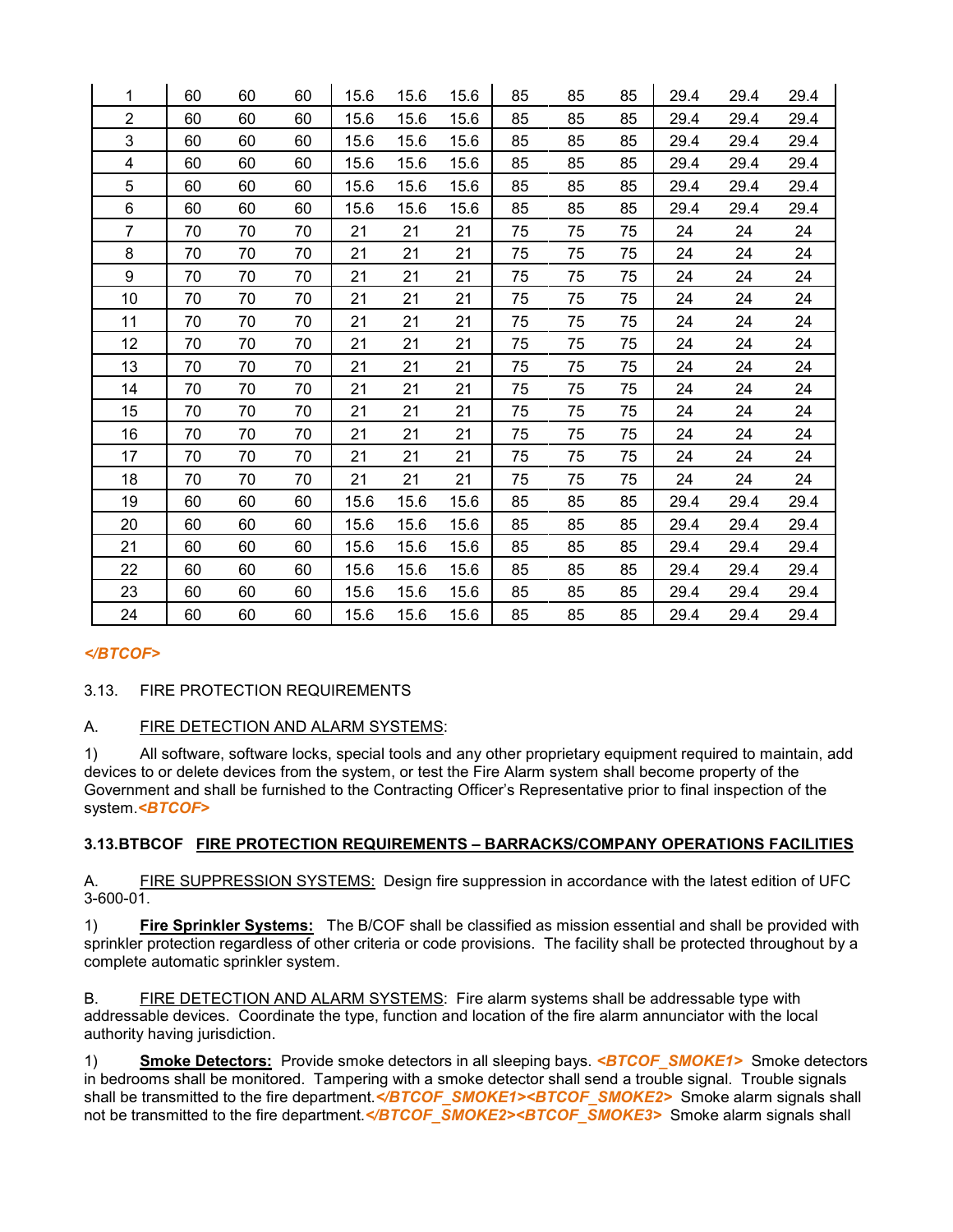| | | | | | | | | | | | | |
|---|---|---|---|---|---|---|---|---|---|---|---|---|
| 1 | 60 | 60 | 60 | 15.6 | 15.6 | 15.6 | 85 | 85 | 85 | 29.4 | 29.4 | 29.4 |
| 2 | 60 | 60 | 60 | 15.6 | 15.6 | 15.6 | 85 | 85 | 85 | 29.4 | 29.4 | 29.4 |
| 3 | 60 | 60 | 60 | 15.6 | 15.6 | 15.6 | 85 | 85 | 85 | 29.4 | 29.4 | 29.4 |
| 4 | 60 | 60 | 60 | 15.6 | 15.6 | 15.6 | 85 | 85 | 85 | 29.4 | 29.4 | 29.4 |
| 5 | 60 | 60 | 60 | 15.6 | 15.6 | 15.6 | 85 | 85 | 85 | 29.4 | 29.4 | 29.4 |
| 6 | 60 | 60 | 60 | 15.6 | 15.6 | 15.6 | 85 | 85 | 85 | 29.4 | 29.4 | 29.4 |
| 7 | 70 | 70 | 70 | 21 | 21 | 21 | 75 | 75 | 75 | 24 | 24 | 24 |
| 8 | 70 | 70 | 70 | 21 | 21 | 21 | 75 | 75 | 75 | 24 | 24 | 24 |
| 9 | 70 | 70 | 70 | 21 | 21 | 21 | 75 | 75 | 75 | 24 | 24 | 24 |
| 10 | 70 | 70 | 70 | 21 | 21 | 21 | 75 | 75 | 75 | 24 | 24 | 24 |
| 11 | 70 | 70 | 70 | 21 | 21 | 21 | 75 | 75 | 75 | 24 | 24 | 24 |
| 12 | 70 | 70 | 70 | 21 | 21 | 21 | 75 | 75 | 75 | 24 | 24 | 24 |
| 13 | 70 | 70 | 70 | 21 | 21 | 21 | 75 | 75 | 75 | 24 | 24 | 24 |
| 14 | 70 | 70 | 70 | 21 | 21 | 21 | 75 | 75 | 75 | 24 | 24 | 24 |
| 15 | 70 | 70 | 70 | 21 | 21 | 21 | 75 | 75 | 75 | 24 | 24 | 24 |
| 16 | 70 | 70 | 70 | 21 | 21 | 21 | 75 | 75 | 75 | 24 | 24 | 24 |
| 17 | 70 | 70 | 70 | 21 | 21 | 21 | 75 | 75 | 75 | 24 | 24 | 24 |
| 18 | 70 | 70 | 70 | 21 | 21 | 21 | 75 | 75 | 75 | 24 | 24 | 24 |
| 19 | 60 | 60 | 60 | 15.6 | 15.6 | 15.6 | 85 | 85 | 85 | 29.4 | 29.4 | 29.4 |
| 20 | 60 | 60 | 60 | 15.6 | 15.6 | 15.6 | 85 | 85 | 85 | 29.4 | 29.4 | 29.4 |
| 21 | 60 | 60 | 60 | 15.6 | 15.6 | 15.6 | 85 | 85 | 85 | 29.4 | 29.4 | 29.4 |
| 22 | 60 | 60 | 60 | 15.6 | 15.6 | 15.6 | 85 | 85 | 85 | 29.4 | 29.4 | 29.4 |
| 23 | 60 | 60 | 60 | 15.6 | 15.6 | 15.6 | 85 | 85 | 85 | 29.4 | 29.4 | 29.4 |
| 24 | 60 | 60 | 60 | 15.6 | 15.6 | 15.6 | 85 | 85 | 85 | 29.4 | 29.4 | 29.4 |

*</BTCOF>*

3.13. FIRE PROTECTION REQUIREMENTS

A. FIRE DETECTION AND ALARM SYSTEMS:

1) All software, software locks, special tools and any other proprietary equipment required to maintain, add devices to or delete devices from the system, or test the Fire Alarm system shall become property of the Government and shall be furnished to the Contracting Officer's Representative prior to final inspection of the system.*<BTCOF>*

**3.13.BTBCOF FIRE PROTECTION REQUIREMENTS – BARRACKS/COMPANY OPERATIONS FACILITIES**

A. FIRE SUPPRESSION SYSTEMS: Design fire suppression in accordance with the latest edition of UFC 3-600-01.

1) **Fire Sprinkler Systems:** The B/COF shall be classified as mission essential and shall be provided with sprinkler protection regardless of other criteria or code provisions. The facility shall be protected throughout by a complete automatic sprinkler system.

B. FIRE DETECTION AND ALARM SYSTEMS: Fire alarm systems shall be addressable type with addressable devices. Coordinate the type, function and location of the fire alarm annunciator with the local authority having jurisdiction.

1) **Smoke Detectors:** Provide smoke detectors in all sleeping bays. *<BTCOF_SMOKE1>* Smoke detectors in bedrooms shall be monitored. Tampering with a smoke detector shall send a trouble signal. Trouble signals shall be transmitted to the fire department.*</BTCOF_SMOKE1><BTCOF_SMOKE2>* Smoke alarm signals shall not be transmitted to the fire department.*</BTCOF_SMOKE2><BTCOF_SMOKE3>* Smoke alarm signals shall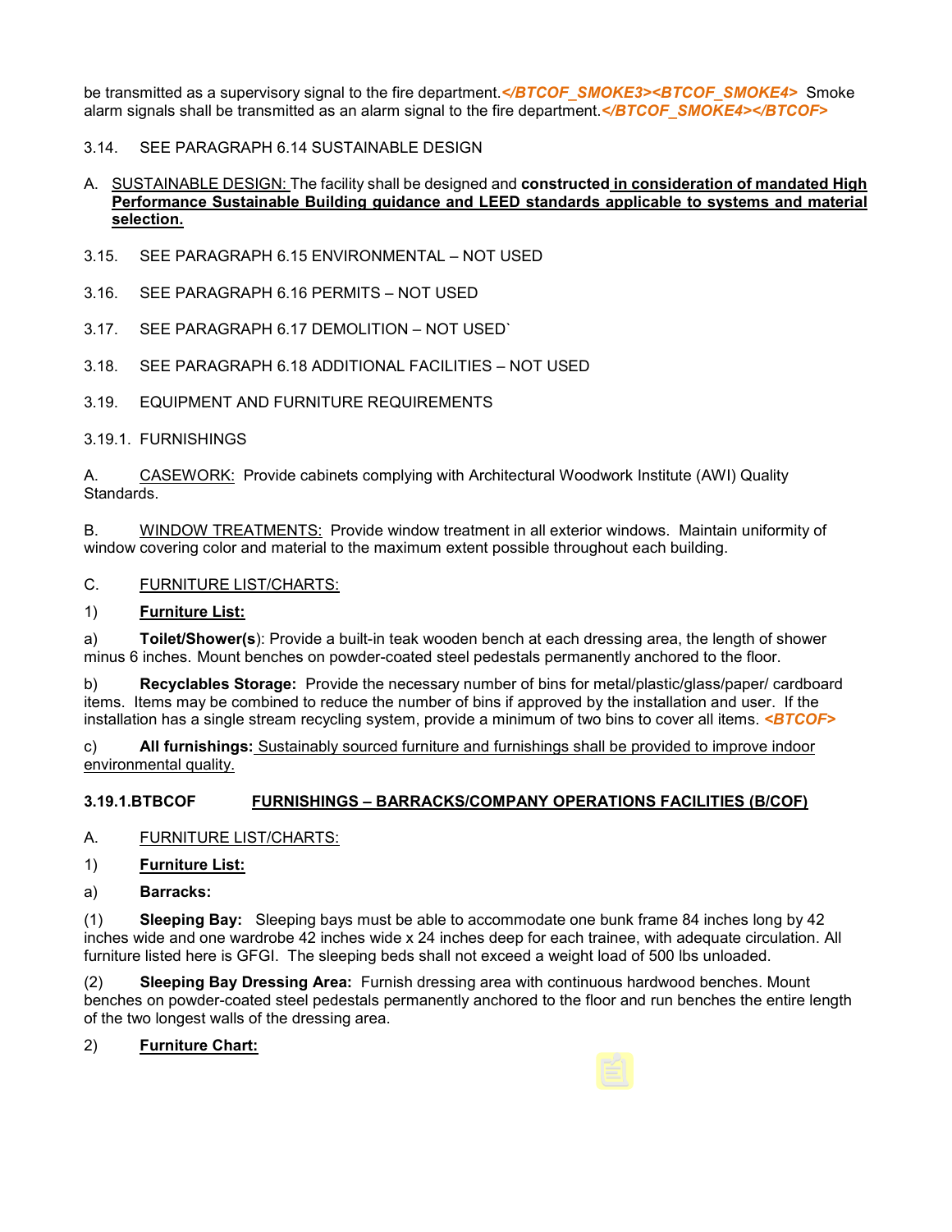be transmitted as a supervisory signal to the fire department.*</BTCOF_SMOKE3><BTCOF_SMOKE4>* Smoke alarm signals shall be transmitted as an alarm signal to the fire department.*</BTCOF_SMOKE4></BTCOF>*

3.14. SEE PARAGRAPH 6.14 SUSTAINABLE DESIGN

A. SUSTAINABLE DESIGN: The facility shall be designed and **constructed in consideration of mandated High Performance Sustainable Building guidance and LEED standards applicable to systems and material selection.**

3.15. SEE PARAGRAPH 6.15 ENVIRONMENTAL – NOT USED

3.16. SEE PARAGRAPH 6.16 PERMITS – NOT USED

3.17. SEE PARAGRAPH 6.17 DEMOLITION – NOT USED`

3.18. SEE PARAGRAPH 6.18 ADDITIONAL FACILITIES – NOT USED

3.19. EQUIPMENT AND FURNITURE REQUIREMENTS

3.19.1. FURNISHINGS

A. CASEWORK: Provide cabinets complying with Architectural Woodwork Institute (AWI) Quality Standards.

B. WINDOW TREATMENTS: Provide window treatment in all exterior windows. Maintain uniformity of window covering color and material to the maximum extent possible throughout each building.

C. FURNITURE LIST/CHARTS:

1) **Furniture List:**

a) **Toilet/Shower(s)**: Provide a built-in teak wooden bench at each dressing area, the length of shower minus 6 inches. Mount benches on powder-coated steel pedestals permanently anchored to the floor.

b) **Recyclables Storage:** Provide the necessary number of bins for metal/plastic/glass/paper/ cardboard items. Items may be combined to reduce the number of bins if approved by the installation and user. If the installation has a single stream recycling system, provide a minimum of two bins to cover all items. *<BTCOF>*

c) **All furnishings:** Sustainably sourced furniture and furnishings shall be provided to improve indoor environmental quality.

**3.19.1.BTBCOF FURNISHINGS – BARRACKS/COMPANY OPERATIONS FACILITIES (B/COF)**

A. FURNITURE LIST/CHARTS:

1) **Furniture List:**

a) **Barracks:**

(1) **Sleeping Bay:** Sleeping bays must be able to accommodate one bunk frame 84 inches long by 42 inches wide and one wardrobe 42 inches wide x 24 inches deep for each trainee, with adequate circulation. All furniture listed here is GFGI. The sleeping beds shall not exceed a weight load of 500 lbs unloaded.

(2) **Sleeping Bay Dressing Area:** Furnish dressing area with continuous hardwood benches. Mount benches on powder-coated steel pedestals permanently anchored to the floor and run benches the entire length of the two longest walls of the dressing area.

2) **Furniture Chart:**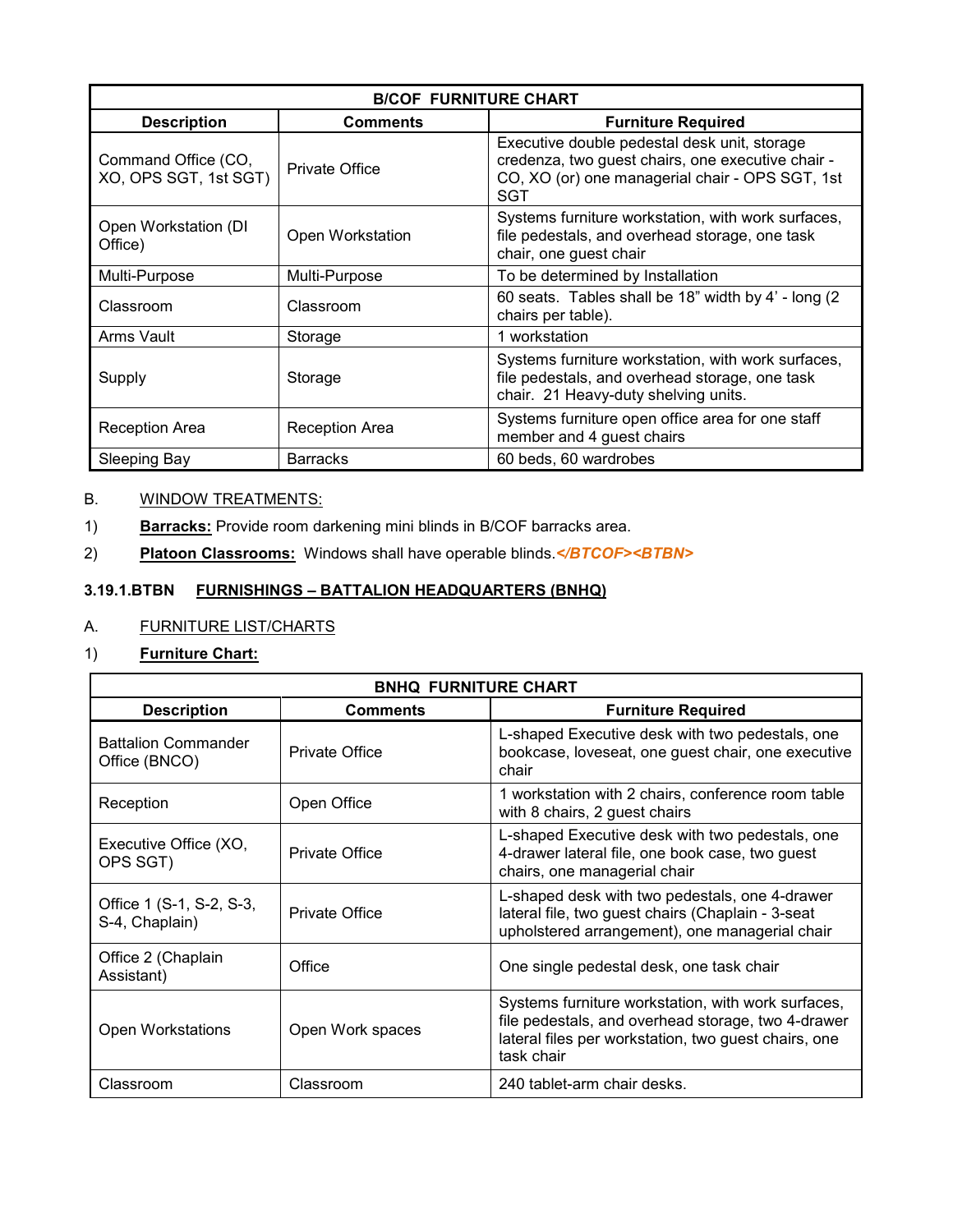| B/COF FURNITURE CHART | | |
|---|---|---|
| **Description** | **Comments** | **Furniture Required** |
| Command Office (CO, XO, OPS SGT, 1st SGT) | Private Office | Executive double pedestal desk unit, storage credenza, two guest chairs, one executive chair - CO, XO (or) one managerial chair - OPS SGT, 1st SGT |
| Open Workstation (DI Office) | Open Workstation | Systems furniture workstation, with work surfaces, file pedestals, and overhead storage, one task chair, one guest chair |
| Multi-Purpose | Multi-Purpose | To be determined by Installation |
| Classroom | Classroom | 60 seats. Tables shall be 18" width by 4' - long (2 chairs per table). |
| Arms Vault | Storage | 1 workstation |
| Supply | Storage | Systems furniture workstation, with work surfaces, file pedestals, and overhead storage, one task chair. 21 Heavy-duty shelving units. |
| Reception Area | Reception Area | Systems furniture open office area for one staff member and 4 guest chairs |
| Sleeping Bay | Barracks | 60 beds, 60 wardrobes |

B. WINDOW TREATMENTS:

1) **Barracks:** Provide room darkening mini blinds in B/COF barracks area.

2) **Platoon Classrooms:** Windows shall have operable blinds.*</BTCOF><BTBN>*

### 3.19.1.BTBN FURNISHINGS – BATTALION HEADQUARTERS (BNHQ)

A. FURNITURE LIST/CHARTS

1) **Furniture Chart:**

| BNHQ FURNITURE CHART | | |
|---|---|---|
| **Description** | **Comments** | **Furniture Required** |
| Battalion Commander Office (BNCO) | Private Office | L-shaped Executive desk with two pedestals, one bookcase, loveseat, one guest chair, one executive chair |
| Reception | Open Office | 1 workstation with 2 chairs, conference room table with 8 chairs, 2 guest chairs |
| Executive Office (XO, OPS SGT) | Private Office | L-shaped Executive desk with two pedestals, one 4-drawer lateral file, one book case, two guest chairs, one managerial chair |
| Office 1 (S-1, S-2, S-3, S-4, Chaplain) | Private Office | L-shaped desk with two pedestals, one 4-drawer lateral file, two guest chairs (Chaplain - 3-seat upholstered arrangement), one managerial chair |
| Office 2 (Chaplain Assistant) | Office | One single pedestal desk, one task chair |
| Open Workstations | Open Work spaces | Systems furniture workstation, with work surfaces, file pedestals, and overhead storage, two 4-drawer lateral files per workstation, two guest chairs, one task chair |
| Classroom | Classroom | 240 tablet-arm chair desks. |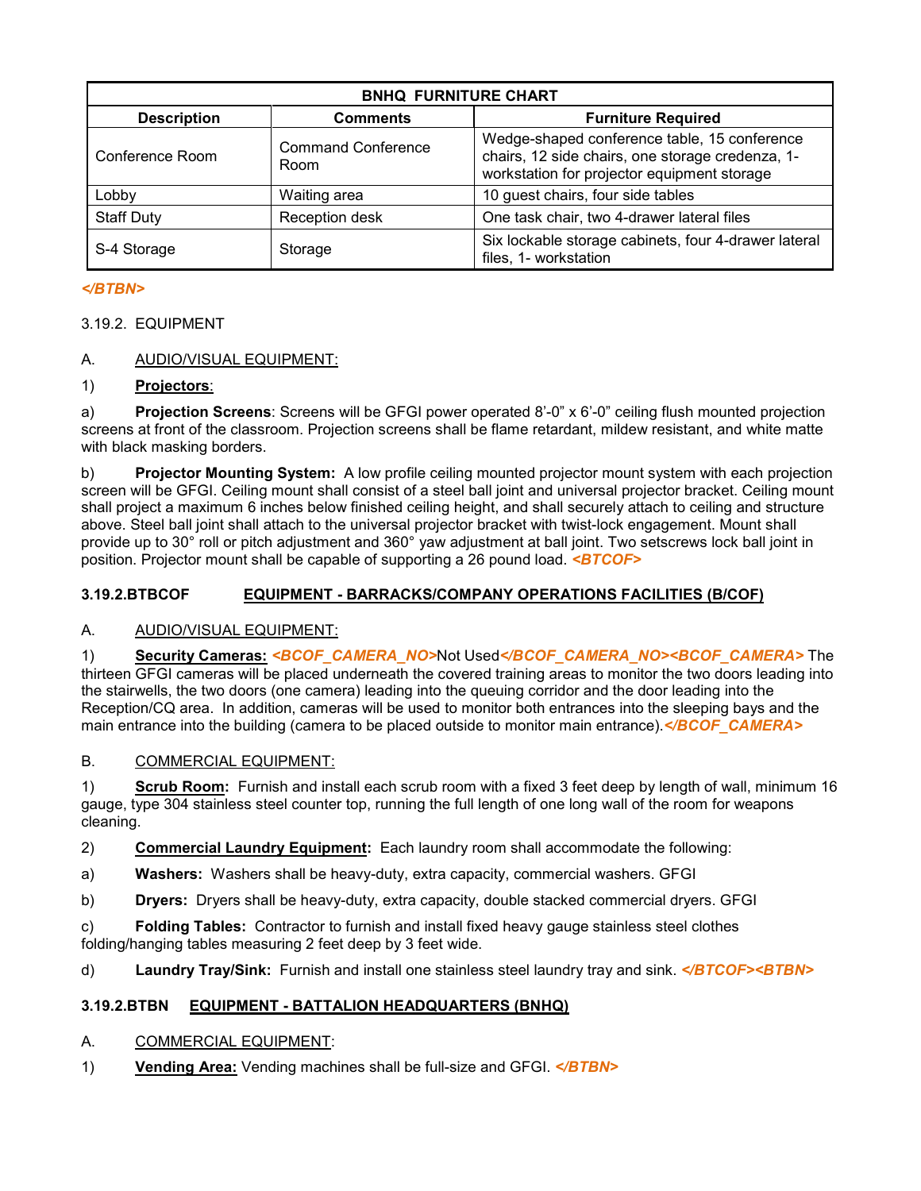| BNHQ FURNITURE CHART | | |
| --- | --- | --- |
| **Description** | **Comments** | **Furniture Required** |
| Conference Room | Command Conference Room | Wedge-shaped conference table, 15 conference chairs, 12 side chairs, one storage credenza, 1-workstation for projector equipment storage |
| Lobby | Waiting area | 10 guest chairs, four side tables |
| Staff Duty | Reception desk | One task chair, two 4-drawer lateral files |
| S-4 Storage | Storage | Six lockable storage cabinets, four 4-drawer lateral files, 1- workstation |

***</BTBN>***

3.19.2. EQUIPMENT

A. AUDIO/VISUAL EQUIPMENT:

1) **Projectors**:

a) **Projection Screens**: Screens will be GFGI power operated 8'-0" x 6'-0" ceiling flush mounted projection screens at front of the classroom. Projection screens shall be flame retardant, mildew resistant, and white matte with black masking borders.

b) **Projector Mounting System:** A low profile ceiling mounted projector mount system with each projection screen will be GFGI. Ceiling mount shall consist of a steel ball joint and universal projector bracket. Ceiling mount shall project a maximum 6 inches below finished ceiling height, and shall securely attach to ceiling and structure above. Steel ball joint shall attach to the universal projector bracket with twist-lock engagement. Mount shall provide up to 30° roll or pitch adjustment and 360° yaw adjustment at ball joint. Two setscrews lock ball joint in position. Projector mount shall be capable of supporting a 26 pound load. ***<BTCOF>***

## 3.19.2.BTBCOF EQUIPMENT - BARRACKS/COMPANY OPERATIONS FACILITIES (B/COF)

A. AUDIO/VISUAL EQUIPMENT:

1) **Security Cameras:** ***<BCOF_CAMERA_NO>***Not Used***</BCOF_CAMERA_NO><BCOF_CAMERA>*** The thirteen GFGI cameras will be placed underneath the covered training areas to monitor the two doors leading into the stairwells, the two doors (one camera) leading into the queuing corridor and the door leading into the Reception/CQ area. In addition, cameras will be used to monitor both entrances into the sleeping bays and the main entrance into the building (camera to be placed outside to monitor main entrance).***</BCOF_CAMERA>***

B. COMMERCIAL EQUIPMENT:

1) **Scrub Room:** Furnish and install each scrub room with a fixed 3 feet deep by length of wall, minimum 16 gauge, type 304 stainless steel counter top, running the full length of one long wall of the room for weapons cleaning.

2) **Commercial Laundry Equipment:** Each laundry room shall accommodate the following:

a) **Washers:** Washers shall be heavy-duty, extra capacity, commercial washers. GFGI

b) **Dryers:** Dryers shall be heavy-duty, extra capacity, double stacked commercial dryers. GFGI

c) **Folding Tables:** Contractor to furnish and install fixed heavy gauge stainless steel clothes folding/hanging tables measuring 2 feet deep by 3 feet wide.

d) **Laundry Tray/Sink:** Furnish and install one stainless steel laundry tray and sink. ***</BTCOF><BTBN>***

## 3.19.2.BTBN EQUIPMENT - BATTALION HEADQUARTERS (BNHQ)

A. COMMERCIAL EQUIPMENT:

1) **Vending Area:** Vending machines shall be full-size and GFGI. ***</BTBN>***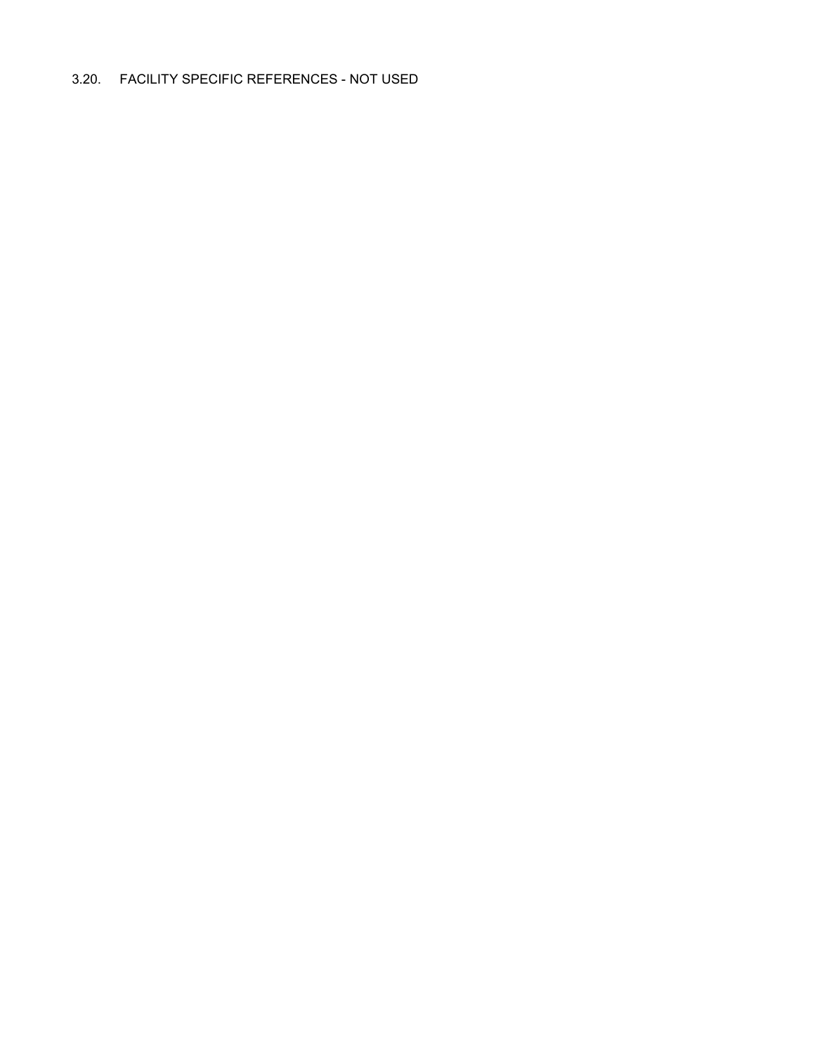## 3.20. FACILITY SPECIFIC REFERENCES - NOT USED